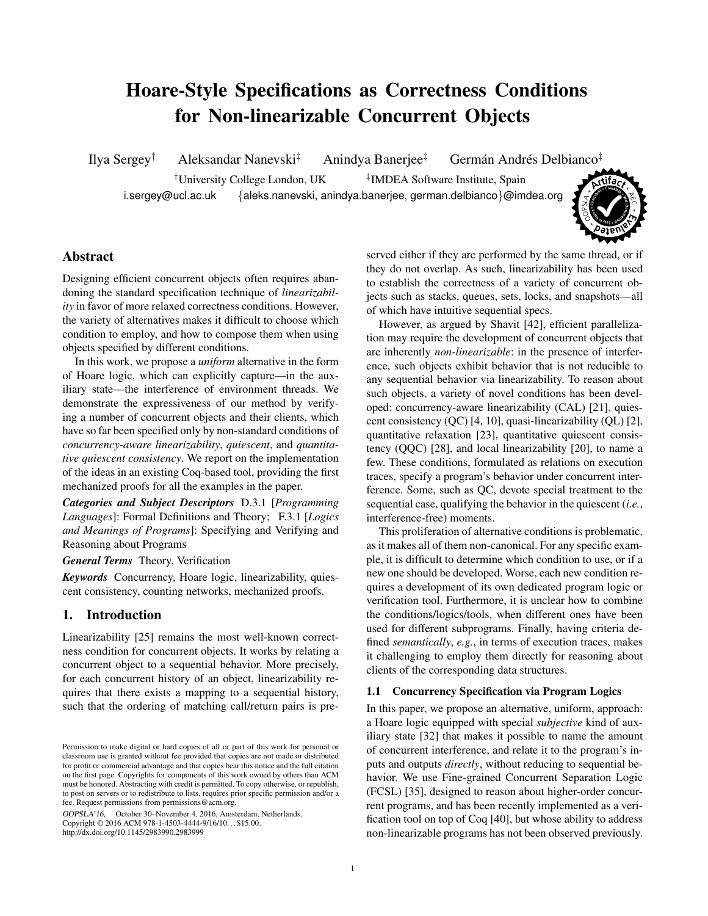# Hoare-Style Specifications as Correctness Conditions for Non-linearizable Concurrent Objects

Ilya Sergey[†] Aleksandar Nanevski[‡] Anindya Banerjee[‡] Germán Andrés Delbianco[‡]

[†]University College London, UK [‡]IMDEA Software Institute, Spain

i.sergey@ucl.ac.uk {aleks.nanevski, anindya.banerjee, german.delbianco}@imdea.org

## Abstract

Designing efficient concurrent objects often requires abandoning the standard specification technique of *linearizability* in favor of more relaxed correctness conditions. However, the variety of alternatives makes it difficult to choose which condition to employ, and how to compose them when using objects specified by different conditions.

In this work, we propose a *uniform* alternative in the form of Hoare logic, which can explicitly capture—in the auxiliary state—the interference of environment threads. We demonstrate the expressiveness of our method by verifying a number of concurrent objects and their clients, which have so far been specified only by non-standard conditions of *concurrency-aware linearizability*, *quiescent*, and *quantitative quiescent consistency*. We report on the implementation of the ideas in an existing Coq-based tool, providing the first mechanized proofs for all the examples in the paper.

***Categories and Subject Descriptors*** D.3.1 [*Programming Languages*]: Formal Definitions and Theory; F.3.1 [*Logics and Meanings of Programs*]: Specifying and Verifying and Reasoning about Programs

***General Terms*** Theory, Verification

***Keywords*** Concurrency, Hoare logic, linearizability, quiescent consistency, counting networks, mechanized proofs.

## 1. Introduction

Linearizability [25] remains the most well-known correctness condition for concurrent objects. It works by relating a concurrent object to a sequential behavior. More precisely, for each concurrent history of an object, linearizability requires that there exists a mapping to a sequential history, such that the ordering of matching call/return pairs is preserved either if they are performed by the same thread, or if they do not overlap. As such, linearizability has been used to establish the correctness of a variety of concurrent objects such as stacks, queues, sets, locks, and snapshots—all of which have intuitive sequential specs.

However, as argued by Shavit [42], efficient parallelization may require the development of concurrent objects that are inherently *non-linearizable*: in the presence of interference, such objects exhibit behavior that is not reducible to any sequential behavior via linearizability. To reason about such objects, a variety of novel conditions has been developed: concurrency-aware linearizability (CAL) [21], quiescent consistency (QC) [4, 10], quasi-linearizability (QL) [2], quantitative relaxation [23], quantitative quiescent consistency (QQC) [28], and local linearizability [20], to name a few. These conditions, formulated as relations on execution traces, specify a program's behavior under concurrent interference. Some, such as QC, devote special treatment to the sequential case, qualifying the behavior in the quiescent (*i.e.*, interference-free) moments.

This proliferation of alternative conditions is problematic, as it makes all of them non-canonical. For any specific example, it is difficult to determine which condition to use, or if a new one should be developed. Worse, each new condition requires a development of its own dedicated program logic or verification tool. Furthermore, it is unclear how to combine the conditions/logics/tools, when different ones have been used for different subprograms. Finally, having criteria defined *semantically*, *e.g.*, in terms of execution traces, makes it challenging to employ them directly for reasoning about clients of the corresponding data structures.

### 1.1 Concurrency Specification via Program Logics

In this paper, we propose an alternative, uniform, approach: a Hoare logic equipped with special *subjective* kind of auxiliary state [32] that makes it possible to name the amount of concurrent interference, and relate it to the program's inputs and outputs *directly*, without reducing to sequential behavior. We use Fine-grained Concurrent Separation Logic (FCSL) [35], designed to reason about higher-order concurrent programs, and has been recently implemented as a verification tool on top of Coq [40], but whose ability to address non-linearizable programs has not been observed previously.

Permission to make digital or hard copies of all or part of this work for personal or classroom use is granted without fee provided that copies are not made or distributed for profit or commercial advantage and that copies bear this notice and the full citation on the first page. Copyrights for components of this work owned by others than ACM must be honored. Abstracting with credit is permitted. To copy otherwise, or republish, to post on servers or to redistribute to lists, requires prior specific permission and/or a fee. Request permissions from permissions@acm.org.

*OOPSLA'16*, October 30–November 4, 2016, Amsterdam, Netherlands.
Copyright © 2016 ACM 978-1-4503-4444-9/16/10…$15.00.
http://dx.doi.org/10.1145/2983990.2983999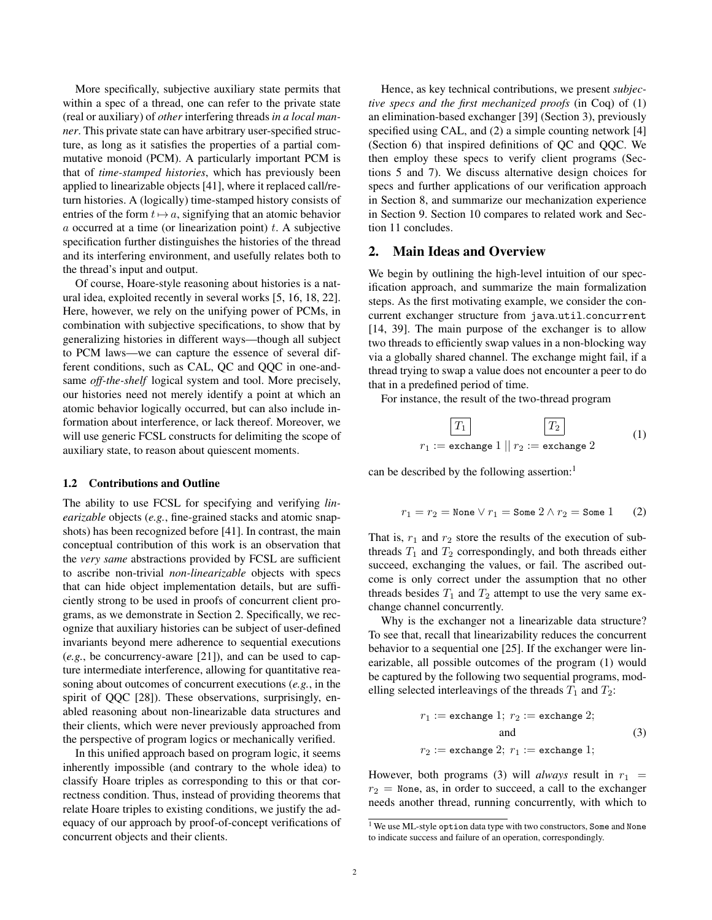More specifically, subjective auxiliary state permits that within a spec of a thread, one can refer to the private state (real or auxiliary) of *other* interfering threads *in a local manner*. This private state can have arbitrary user-specified structure, as long as it satisfies the properties of a partial commutative monoid (PCM). A particularly important PCM is that of *time-stamped histories*, which has previously been applied to linearizable objects [41], where it replaced call/return histories. A (logically) time-stamped history consists of entries of the form $t \mapsto a$, signifying that an atomic behavior $a$ occurred at a time (or linearization point) $t$. A subjective specification further distinguishes the histories of the thread and its interfering environment, and usefully relates both to the thread's input and output.

Of course, Hoare-style reasoning about histories is a natural idea, exploited recently in several works [5, 16, 18, 22]. Here, however, we rely on the unifying power of PCMs, in combination with subjective specifications, to show that by generalizing histories in different ways—though all subject to PCM laws—we can capture the essence of several different conditions, such as CAL, QC and QQC in one-and-same *off-the-shelf* logical system and tool. More precisely, our histories need not merely identify a point at which an atomic behavior logically occurred, but can also include information about interference, or lack thereof. Moreover, we will use generic FCSL constructs for delimiting the scope of auxiliary state, to reason about quiescent moments.

### 1.2 Contributions and Outline

The ability to use FCSL for specifying and verifying *linearizable* objects (*e.g.*, fine-grained stacks and atomic snapshots) has been recognized before [41]. In contrast, the main conceptual contribution of this work is an observation that the *very same* abstractions provided by FCSL are sufficient to ascribe non-trivial *non-linearizable* objects with specs that can hide object implementation details, but are sufficiently strong to be used in proofs of concurrent client programs, as we demonstrate in Section 2. Specifically, we recognize that auxiliary histories can be subject of user-defined invariants beyond mere adherence to sequential executions (*e.g.*, be concurrency-aware [21]), and can be used to capture intermediate interference, allowing for quantitative reasoning about outcomes of concurrent executions (*e.g.*, in the spirit of QQC [28]). These observations, surprisingly, enabled reasoning about non-linearizable data structures and their clients, which were never previously approached from the perspective of program logics or mechanically verified.

In this unified approach based on program logic, it seems inherently impossible (and contrary to the whole idea) to classify Hoare triples as corresponding to this or that correctness condition. Thus, instead of providing theorems that relate Hoare triples to existing conditions, we justify the adequacy of our approach by proof-of-concept verifications of concurrent objects and their clients.

Hence, as key technical contributions, we present *subjective specs and the first mechanized proofs* (in Coq) of (1) an elimination-based exchanger [39] (Section 3), previously specified using CAL, and (2) a simple counting network [4] (Section 6) that inspired definitions of QC and QQC. We then employ these specs to verify client programs (Sections 5 and 7). We discuss alternative design choices for specs and further applications of our verification approach in Section 8, and summarize our mechanization experience in Section 9. Section 10 compares to related work and Section 11 concludes.

## 2. Main Ideas and Overview

We begin by outlining the high-level intuition of our specification approach, and summarize the main formalization steps. As the first motivating example, we consider the concurrent exchanger structure from `java.util.concurrent` [14, 39]. The main purpose of the exchanger is to allow two threads to efficiently swap values in a non-blocking way via a globally shared channel. The exchange might fail, if a thread trying to swap a value does not encounter a peer to do that in a predefined period of time.

For instance, the result of the two-thread program

$$\underset{r_1 := \texttt{exchange}\ 1}{\boxed{T_1}} \;\|\; \underset{r_2 := \texttt{exchange}\ 2}{\boxed{T_2}} \tag{1}$$

can be described by the following assertion:[1]

$$r_1 = r_2 = \texttt{None} \vee r_1 = \texttt{Some}\ 2 \wedge r_2 = \texttt{Some}\ 1 \tag{2}$$

That is, $r_1$ and $r_2$ store the results of the execution of subthreads $T_1$ and $T_2$ correspondingly, and both threads either succeed, exchanging the values, or fail. The ascribed outcome is only correct under the assumption that no other threads besides $T_1$ and $T_2$ attempt to use the very same exchange channel concurrently.

Why is the exchanger not a linearizable data structure? To see that, recall that linearizability reduces the concurrent behavior to a sequential one [25]. If the exchanger were linearizable, all possible outcomes of the program (1) would be captured by the following two sequential programs, modelling selected interleavings of the threads $T_1$ and $T_2$:

$$\begin{array}{c} r_1 := \texttt{exchange}\ 1;\ r_2 := \texttt{exchange}\ 2; \\ \text{and} \\ r_2 := \texttt{exchange}\ 2;\ r_1 := \texttt{exchange}\ 1; \end{array} \tag{3}$$

However, both programs (3) will *always* result in $r_1 = r_2 = \texttt{None}$, as, in order to succeed, a call to the exchanger needs another thread, running concurrently, with which to

[1] We use ML-style `option` data type with two constructors, `Some` and `None` to indicate success and failure of an operation, correspondingly.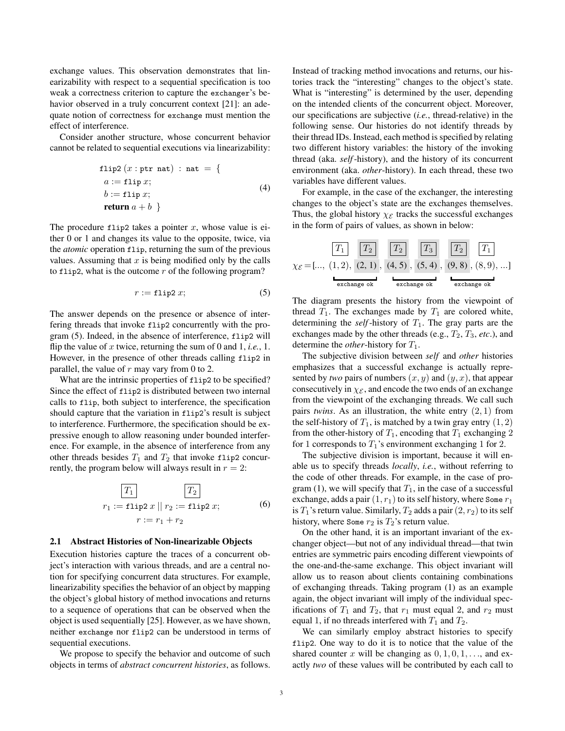exchange values. This observation demonstrates that linearizability with respect to a sequential specification is too weak a correctness criterion to capture the exchanger's behavior observed in a truly concurrent context [21]: an adequate notion of correctness for exchange must mention the effect of interference.

Consider another structure, whose concurrent behavior cannot be related to sequential executions via linearizability:

$$
\begin{array}{l}
\texttt{flip2}\ (x : \texttt{ptr nat}) \ : \ \texttt{nat} \ = \ \{ \\
\ \ a := \texttt{flip}\ x; \\
\ \ b := \texttt{flip}\ x; \\
\ \ \textbf{return}\ a + b \ \ \}
\end{array}
\qquad (4)
$$

The procedure flip2 takes a pointer $x$, whose value is either 0 or 1 and changes its value to the opposite, twice, via the *atomic* operation flip, returning the sum of the previous values. Assuming that $x$ is being modified only by the calls to flip2, what is the outcome $r$ of the following program?

$$
r := \texttt{flip2}\ x; \qquad (5)
$$

The answer depends on the presence or absence of interfering threads that invoke flip2 concurrently with the program (5). Indeed, in the absence of interference, flip2 will flip the value of $x$ twice, returning the sum of 0 and 1, *i.e.*, 1. However, in the presence of other threads calling flip2 in parallel, the value of $r$ may vary from 0 to 2.

What are the intrinsic properties of flip2 to be specified? Since the effect of flip2 is distributed between two internal calls to flip, both subject to interference, the specification should capture that the variation in flip2's result is subject to interference. Furthermore, the specification should be expressive enough to allow reasoning under bounded interference. For example, in the absence of interference from any other threads besides $T_1$ and $T_2$ that invoke flip2 concurrently, the program below will always result in $r = 2$:

$$
\begin{array}{c}
\boxed{T_1} \qquad\qquad\qquad \boxed{T_2} \\
r_1 := \texttt{flip2}\ x \ || \ r_2 := \texttt{flip2}\ x; \\
r := r_1 + r_2
\end{array}
\qquad (6)
$$

### 2.1 Abstract Histories of Non-linearizable Objects

Execution histories capture the traces of a concurrent object's interaction with various threads, and are a central notion for specifying concurrent data structures. For example, linearizability specifies the behavior of an object by mapping the object's global history of method invocations and returns to a sequence of operations that can be observed when the object is used sequentially [25]. However, as we have shown, neither exchange nor flip2 can be understood in terms of sequential executions.

We propose to specify the behavior and outcome of such objects in terms of *abstract concurrent histories*, as follows. Instead of tracking method invocations and returns, our histories track the "interesting" changes to the object's state. What is "interesting" is determined by the user, depending on the intended clients of the concurrent object. Moreover, our specifications are subjective (*i.e.*, thread-relative) in the following sense. Our histories do not identify threads by their thread IDs. Instead, each method is specified by relating two different history variables: the history of the invoking thread (aka. *self*-history), and the history of its concurrent environment (aka. *other*-history). In each thread, these two variables have different values.

For example, in the case of the exchanger, the interesting changes to the object's state are the exchanges themselves. Thus, the global history $\chi_{\mathcal{E}}$ tracks the successful exchanges in the form of pairs of values, as shown in below:

$$
\chi_{\mathcal{E}} = [\ldots,\ \underbrace{\overset{\boxed{T_1}}{(1,2)},\ \overset{\boxed{T_2}}{(2,1)}}_{\texttt{exchange ok}},\ \underbrace{\overset{\boxed{T_2}}{(4,5)},\ \overset{\boxed{T_3}}{(5,4)}}_{\texttt{exchange ok}},\ \underbrace{\overset{\boxed{T_2}}{(9,8)},\ \overset{\boxed{T_1}}{(8,9)}}_{\texttt{exchange ok}},\ \ldots]
$$

The diagram presents the history from the viewpoint of thread $T_1$. The exchanges made by $T_1$ are colored white, determining the *self*-history of $T_1$. The gray parts are the exchanges made by the other threads (e.g., $T_2$, $T_3$, *etc*.), and determine the *other*-history for $T_1$.

The subjective division between *self* and *other* histories emphasizes that a successful exchange is actually represented by *two* pairs of numbers $(x, y)$ and $(y, x)$, that appear consecutively in $\chi_{\mathcal{E}}$, and encode the two ends of an exchange from the viewpoint of the exchanging threads. We call such pairs *twins*. As an illustration, the white entry $(2, 1)$ from the self-history of $T_1$, is matched by a twin gray entry $(1, 2)$ from the other-history of $T_1$, encoding that $T_1$ exchanging 2 for 1 corresponds to $T_1$'s environment exchanging 1 for 2.

The subjective division is important, because it will enable us to specify threads *locally*, *i.e.*, without referring to the code of other threads. For example, in the case of program (1), we will specify that $T_1$, in the case of a successful exchange, adds a pair $(1, r_1)$ to its self history, where Some $r_1$ is $T_1$'s return value. Similarly, $T_2$ adds a pair $(2, r_2)$ to its self history, where Some $r_2$ is $T_2$'s return value.

On the other hand, it is an important invariant of the exchanger object—but not of any individual thread—that twin entries are symmetric pairs encoding different viewpoints of the one-and-the-same exchange. This object invariant will allow us to reason about clients containing combinations of exchanging threads. Taking program (1) as an example again, the object invariant will imply of the individual specifications of $T_1$ and $T_2$, that $r_1$ must equal 2, and $r_2$ must equal 1, if no threads interfered with $T_1$ and $T_2$.

We can similarly employ abstract histories to specify flip2. One way to do it is to notice that the value of the shared counter $x$ will be changing as $0, 1, 0, 1, \ldots$, and exactly *two* of these values will be contributed by each call to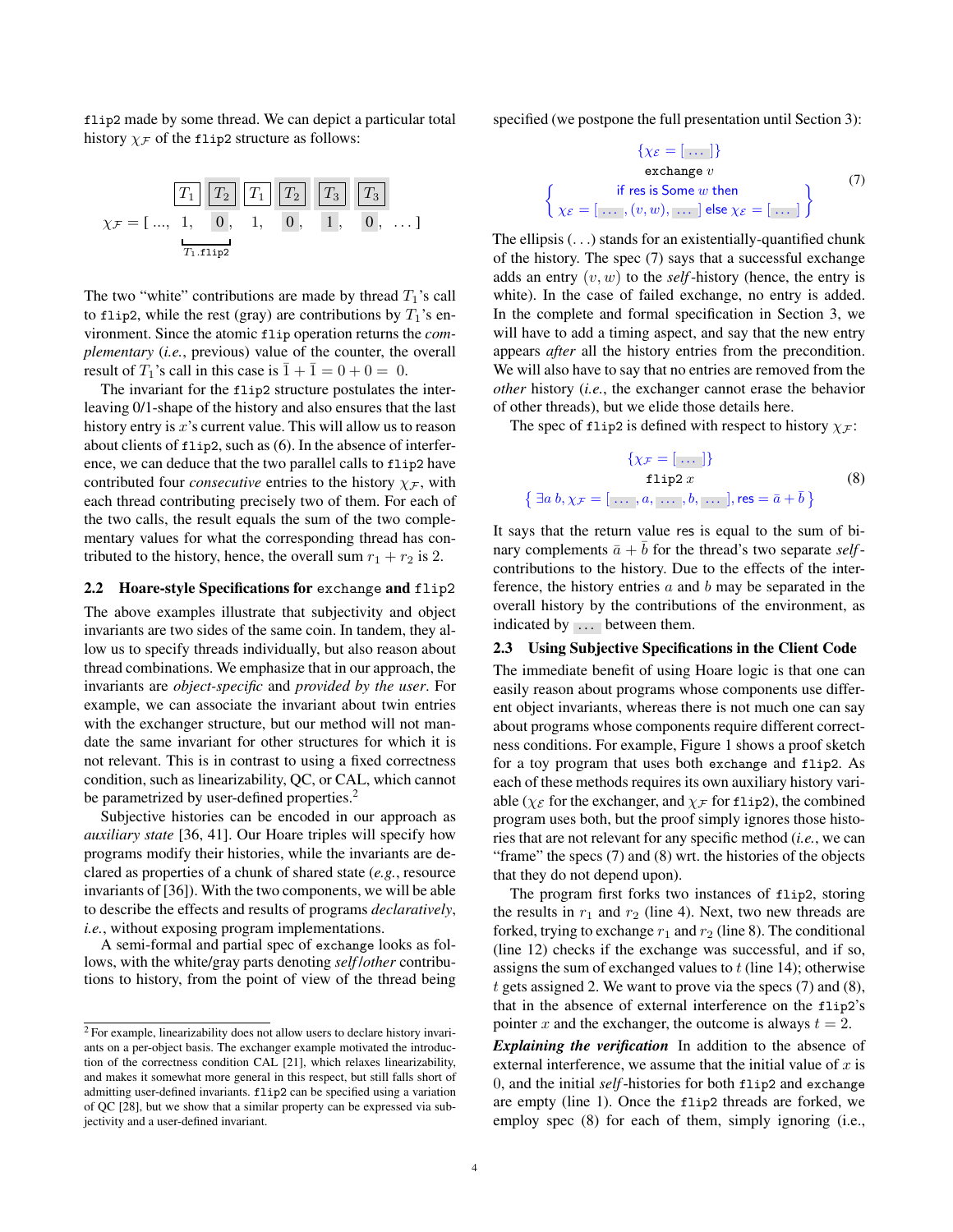`flip2` made by some thread. We can depict a particular total history $\chi_{\mathcal{F}}$ of the `flip2` structure as follows:

$$\chi_{\mathcal{F}} = [\ \ldots,\ \underset{T_1}{1},\ \underset{T_2}{0},\ \underset{T_1}{1},\ \underset{T_2}{0},\ \underset{T_3}{1},\ \underset{T_3}{0},\ \ldots\ ]$$

($T_1$.`flip2` spans the first two entries $1, 0$.)

The two "white" contributions are made by thread $T_1$'s call to `flip2`, while the rest (gray) are contributions by $T_1$'s environment. Since the atomic `flip` operation returns the *complementary* (*i.e.*, previous) value of the counter, the overall result of $T_1$'s call in this case is $\bar{1} + \bar{1} = 0 + 0 = 0$.

The invariant for the `flip2` structure postulates the interleaving 0/1-shape of the history and also ensures that the last history entry is $x$'s current value. This will allow us to reason about clients of `flip2`, such as (6). In the absence of interference, we can deduce that the two parallel calls to `flip2` have contributed four *consecutive* entries to the history $\chi_{\mathcal{F}}$, with each thread contributing precisely two of them. For each of the two calls, the result equals the sum of the two complementary values for what the corresponding thread has contributed to the history, hence, the overall sum $r_1 + r_2$ is 2.

## 2.2 Hoare-style Specifications for `exchange` and `flip2`

The above examples illustrate that subjectivity and object invariants are two sides of the same coin. In tandem, they allow us to specify threads individually, but also reason about thread combinations. We emphasize that in our approach, the invariants are *object-specific* and *provided by the user*. For example, we can associate the invariant about twin entries with the exchanger structure, but our method will not mandate the same invariant for other structures for which it is not relevant. This is in contrast to using a fixed correctness condition, such as linearizability, QC, or CAL, which cannot be parametrized by user-defined properties.[2]

Subjective histories can be encoded in our approach as *auxiliary state* [36, 41]. Our Hoare triples will specify how programs modify their histories, while the invariants are declared as properties of a chunk of shared state (*e.g.*, resource invariants of [36]). With the two components, we will be able to describe the effects and results of programs *declaratively*, *i.e.*, without exposing program implementations.

A semi-formal and partial spec of `exchange` looks as follows, with the white/gray parts denoting *self*/*other* contributions to history, from the point of view of the thread being specified (we postpone the full presentation until Section 3):

$$\begin{array}{c} \{\chi_{\mathcal{E}} = [\ \ldots\ ]\} \\ \texttt{exchange}\ v \\ \left\{ \begin{array}{c} \text{if res is Some } w \text{ then} \\ \chi_{\mathcal{E}} = [\ \ldots\ , (v, w), \ \ldots\ ] \text{ else } \chi_{\mathcal{E}} = [\ \ldots\ ] \end{array} \right\} \end{array} \qquad (7)$$

The ellipsis $(\ldots)$ stands for an existentially-quantified chunk of the history. The spec (7) says that a successful exchange adds an entry $(v, w)$ to the *self*-history (hence, the entry is white). In the case of failed exchange, no entry is added. In the complete and formal specification in Section 3, we will have to add a timing aspect, and say that the new entry appears *after* all the history entries from the precondition. We will also have to say that no entries are removed from the *other* history (*i.e.*, the exchanger cannot erase the behavior of other threads), but we elide those details here.

The spec of `flip2` is defined with respect to history $\chi_{\mathcal{F}}$:

$$\begin{array}{c} \{\chi_{\mathcal{F}} = [\ \ldots\ ]\} \\ \texttt{flip2}\ x \\ \{\ \exists a\, b, \chi_{\mathcal{F}} = [\ \ldots\ , a, \ \ldots\ , b, \ \ldots\ ], \text{res} = \bar{a} + \bar{b}\ \} \end{array} \qquad (8)$$

It says that the return value res is equal to the sum of binary complements $\bar{a} + \bar{b}$ for the thread's two separate *self*-contributions to the history. Due to the effects of the interference, the history entries $a$ and $b$ may be separated in the overall history by the contributions of the environment, as indicated by $\ldots$ between them.

## 2.3 Using Subjective Specifications in the Client Code

The immediate benefit of using Hoare logic is that one can easily reason about programs whose components use different object invariants, whereas there is not much one can say about programs whose components require different correctness conditions. For example, Figure 1 shows a proof sketch for a toy program that uses both `exchange` and `flip2`. As each of these methods requires its own auxiliary history variable ($\chi_{\mathcal{E}}$ for the exchanger, and $\chi_{\mathcal{F}}$ for `flip2`), the combined program uses both, but the proof simply ignores those histories that are not relevant for any specific method (*i.e.*, we can "frame" the specs (7) and (8) wrt. the histories of the objects that they do not depend upon).

The program first forks two instances of `flip2`, storing the results in $r_1$ and $r_2$ (line 4). Next, two new threads are forked, trying to exchange $r_1$ and $r_2$ (line 8). The conditional (line 12) checks if the exchange was successful, and if so, assigns the sum of exchanged values to $t$ (line 14); otherwise $t$ gets assigned 2. We want to prove via the specs (7) and (8), that in the absence of external interference on the `flip2`'s pointer $x$ and the exchanger, the outcome is always $t = 2$.

***Explaining the verification*** In addition to the absence of external interference, we assume that the initial value of $x$ is 0, and the initial *self*-histories for both `flip2` and `exchange` are empty (line 1). Once the `flip2` threads are forked, we employ spec (8) for each of them, simply ignoring (i.e.,

---

[2] For example, linearizability does not allow users to declare history invariants on a per-object basis. The exchanger example motivated the introduction of the correctness condition CAL [21], which relaxes linearizability, and makes it somewhat more general in this respect, but still falls short of admitting user-defined invariants. `flip2` can be specified using a variation of QC [28], but we show that a similar property can be expressed via subjectivity and a user-defined invariant.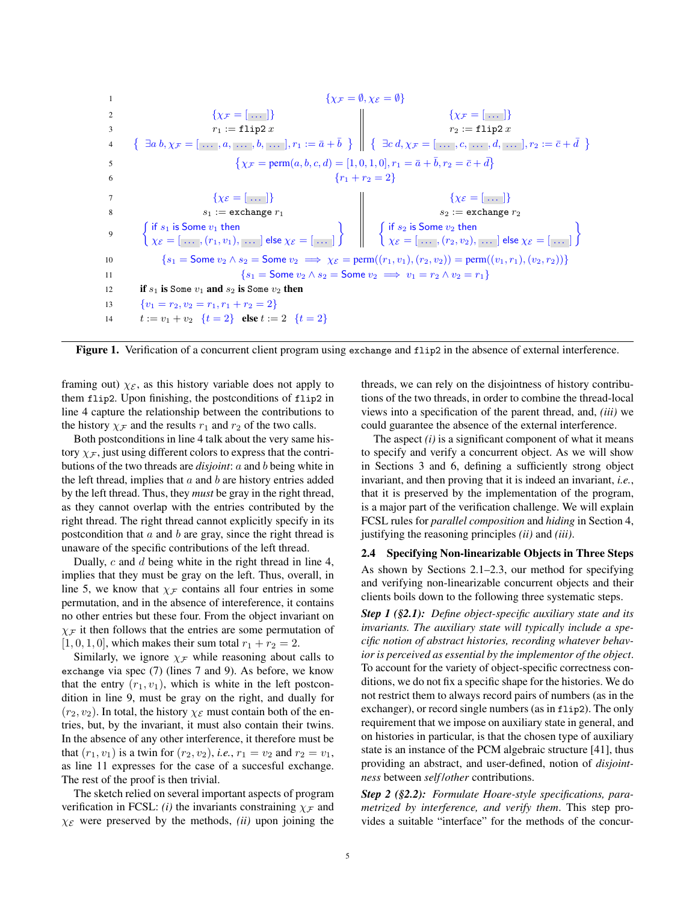```
1                          {χ_F = ∅, χ_E = ∅}
2            {χ_F = [ ... ]}                  ||            {χ_F = [ ... ]}
3            r1 := flip2 x                    ||            r2 := flip2 x
4  { ∃a b, χ_F = [ ... , a, ... , b, ... ], r1 := ā + b̄ } || { ∃c d, χ_F = [ ... , c, ... , d, ... ], r2 := c̄ + d̄ }
5                {χ_F = perm(a, b, c, d) = [1, 0, 1, 0], r1 = ā + b̄, r2 = c̄ + d̄}
6                                   {r1 + r2 = 2}
7            {χ_E = [ ... ]}                  ||            {χ_E = [ ... ]}
8            s1 := exchange r1                ||            s2 := exchange r2
9  { if s1 is Some v1 then                    || { if s2 is Some v2 then
     χ_E = [ ... , (r1, v1), ... ] else χ_E = [ ... ] } ||   χ_E = [ ... , (r2, v2), ... ] else χ_E = [ ... ] }
10     {s1 = Some v2 ∧ s2 = Some v2 ⟹ χ_E = perm((r1, v1), (r2, v2)) = perm((v1, r1), (v2, r2))}
11                  {s1 = Some v2 ∧ s2 = Some v2 ⟹ v1 = r2 ∧ v2 = r1}
12   if s1 is Some v1 and s2 is Some v2 then
13   {v1 = r2, v2 = r1, r1 + r2 = 2}
14   t := v1 + v2  {t = 2}  else t := 2  {t = 2}
```

**Figure 1.** Verification of a concurrent client program using `exchange` and `flip2` in the absence of external interference.

framing out) $\chi_{\mathcal{E}}$, as this history variable does not apply to them `flip2`. Upon finishing, the postconditions of `flip2` in line 4 capture the relationship between the contributions to the history $\chi_{\mathcal{F}}$ and the results $r_1$ and $r_2$ of the two calls.

Both postconditions in line 4 talk about the very same history $\chi_{\mathcal{F}}$, just using different colors to express that the contributions of the two threads are *disjoint*: $a$ and $b$ being white in the left thread, implies that $a$ and $b$ are history entries added by the left thread. Thus, they *must* be gray in the right thread, as they cannot overlap with the entries contributed by the right thread. The right thread cannot explicitly specify in its postcondition that $a$ and $b$ are gray, since the right thread is unaware of the specific contributions of the left thread.

Dually, $c$ and $d$ being white in the right thread in line 4, implies that they must be gray on the left. Thus, overall, in line 5, we know that $\chi_{\mathcal{F}}$ contains all four entries in some permutation, and in the absence of intereference, it contains no other entries but these four. From the object invariant on $\chi_{\mathcal{F}}$ it then follows that the entries are some permutation of $[1, 0, 1, 0]$, which makes their sum total $r_1 + r_2 = 2$.

Similarly, we ignore $\chi_{\mathcal{F}}$ while reasoning about calls to `exchange` via spec (7) (lines 7 and 9). As before, we know that the entry $(r_1, v_1)$, which is white in the left postcondition in line 9, must be gray on the right, and dually for $(r_2, v_2)$. In total, the history $\chi_{\mathcal{E}}$ must contain both of the entries, but, by the invariant, it must also contain their twins. In the absence of any other interference, it therefore must be that $(r_1, v_1)$ is a twin for $(r_2, v_2)$, *i.e.*, $r_1 = v_2$ and $r_2 = v_1$, as line 11 expresses for the case of a succesful exchange. The rest of the proof is then trivial.

The sketch relied on several important aspects of program verification in FCSL: *(i)* the invariants constraining $\chi_{\mathcal{F}}$ and $\chi_{\mathcal{E}}$ were preserved by the methods, *(ii)* upon joining the threads, we can rely on the disjointness of history contributions of the two threads, in order to combine the thread-local views into a specification of the parent thread, and, *(iii)* we could guarantee the absence of the external interference.

The aspect *(i)* is a significant component of what it means to specify and verify a concurrent object. As we will show in Sections 3 and 6, defining a sufficiently strong object invariant, and then proving that it is indeed an invariant, *i.e.*, that it is preserved by the implementation of the program, is a major part of the verification challenge. We will explain FCSL rules for *parallel composition* and *hiding* in Section 4, justifying the reasoning principles *(ii)* and *(iii)*.

### 2.4 Specifying Non-linearizable Objects in Three Steps

As shown by Sections 2.1–2.3, our method for specifying and verifying non-linearizable concurrent objects and their clients boils down to the following three systematic steps.

***Step 1 (§2.1):*** *Define object-specific auxiliary state and its invariants. The auxiliary state will typically include a specific notion of abstract histories, recording whatever behavior is perceived as essential by the implementor of the object.* To account for the variety of object-specific correctness conditions, we do not fix a specific shape for the histories. We do not restrict them to always record pairs of numbers (as in the exchanger), or record single numbers (as in `flip2`). The only requirement that we impose on auxiliary state in general, and on histories in particular, is that the chosen type of auxiliary state is an instance of the PCM algebraic structure [41], thus providing an abstract, and user-defined, notion of *disjointness* between *self*/*other* contributions.

***Step 2 (§2.2):*** *Formulate Hoare-style specifications, parametrized by interference, and verify them.* This step provides a suitable "interface" for the methods of the concur-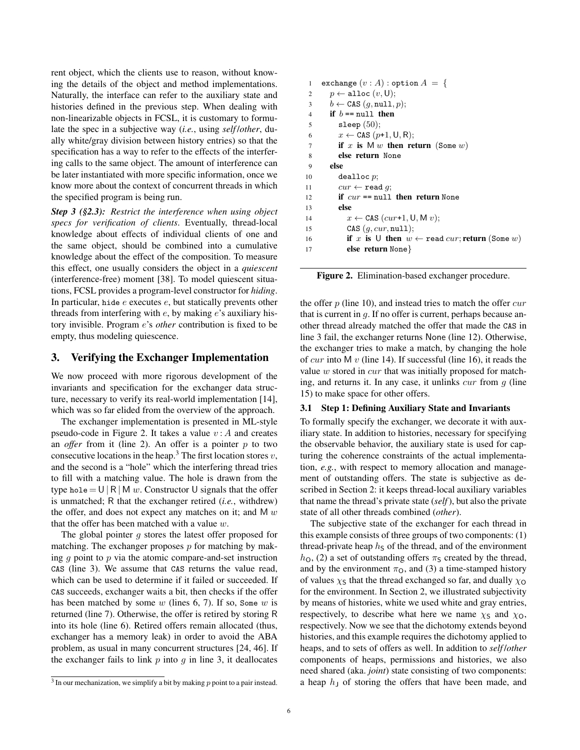rent object, which the clients use to reason, without knowing the details of the object and method implementations. Naturally, the interface can refer to the auxiliary state and histories defined in the previous step. When dealing with non-linearizable objects in FCSL, it is customary to formulate the spec in a subjective way (*i.e.*, using *self*/*other*, dually white/gray division between history entries) so that the specification has a way to refer to the effects of the interfering calls to the same object. The amount of interference can be later instantiated with more specific information, once we know more about the context of concurrent threads in which the specified program is being run.

***Step 3 (§2.3):*** ***Restrict the interference when using object specs for verification of clients***. Eventually, thread-local knowledge about effects of individual clients of one and the same object, should be combined into a cumulative knowledge about the effect of the composition. To measure this effect, one usually considers the object in a *quiescent* (interference-free) moment [38]. To model quiescent situations, FCSL provides a program-level constructor for *hiding*. In particular, `hide` $e$ executes $e$, but statically prevents other threads from interfering with $e$, by making $e$'s auxiliary history invisible. Program $e$'s *other* contribution is fixed to be empty, thus modeling quiescence.

## 3. Verifying the Exchanger Implementation

We now proceed with more rigorous development of the invariants and specification for the exchanger data structure, necessary to verify its real-world implementation [14], which was so far elided from the overview of the approach.

The exchanger implementation is presented in ML-style pseudo-code in Figure 2. It takes a value $v : A$ and creates an *offer* from it (line 2). An offer is a pointer $p$ to two consecutive locations in the heap.[3] The first location stores $v$, and the second is a "hole" which the interfering thread tries to fill with a matching value. The hole is drawn from the type `hole` $= \mathsf{U} \mid \mathsf{R} \mid \mathsf{M}\ w$. Constructor U signals that the offer is unmatched; R that the exchanger retired (*i.e.*, withdrew) the offer, and does not expect any matches on it; and M $w$ that the offer has been matched with a value $w$.

The global pointer $g$ stores the latest offer proposed for matching. The exchanger proposes $p$ for matching by making $g$ point to $p$ via the atomic compare-and-set instruction `CAS` (line 3). We assume that `CAS` returns the value read, which can be used to determine if it failed or succeeded. If `CAS` succeeds, exchanger waits a bit, then checks if the offer has been matched by some $w$ (lines 6, 7). If so, `Some` $w$ is returned (line 7). Otherwise, the offer is retired by storing R into its hole (line 6). Retired offers remain allocated (thus, exchanger has a memory leak) in order to avoid the ABA problem, as usual in many concurrent structures [24, 46]. If the exchanger fails to link $p$ into $g$ in line 3, it deallocates

[3] In our mechanization, we simplify a bit by making $p$ point to a pair instead.

```
1   exchange (v : A) : option A = {
2     p ← alloc (v, U);
3     b ← CAS (g, null, p);
4     if b == null then
5       sleep (50);
6       x ← CAS (p+1, U, R);
7       if x is M w then return (Some w)
8       else return None
9     else
10      dealloc p;
11      cur ← read g;
12      if cur == null then return None
13      else
14        x ← CAS (cur+1, U, M v);
15        CAS (g, cur, null);
16        if x is U then w ← read cur; return (Some w)
17        else return None}
```

**Figure 2.** Elimination-based exchanger procedure.

the offer $p$ (line 10), and instead tries to match the offer $cur$ that is current in $g$. If no offer is current, perhaps because another thread already matched the offer that made the `CAS` in line 3 fail, the exchanger returns None (line 12). Otherwise, the exchanger tries to make a match, by changing the hole of $cur$ into M $v$ (line 14). If successful (line 16), it reads the value $w$ stored in $cur$ that was initially proposed for matching, and returns it. In any case, it unlinks $cur$ from $g$ (line 15) to make space for other offers.

### 3.1 Step 1: Defining Auxiliary State and Invariants

To formally specify the exchanger, we decorate it with auxiliary state. In addition to histories, necessary for specifying the observable behavior, the auxiliary state is used for capturing the coherence constraints of the actual implementation, *e.g.*, with respect to memory allocation and management of outstanding offers. The state is subjective as described in Section 2: it keeps thread-local auxiliary variables that name the thread's private state (*self*), but also the private state of all other threads combined (*other*).

The subjective state of the exchanger for each thread in this example consists of three groups of two components: (1) thread-private heap $h_\mathsf{S}$ of the thread, and of the environment $h_\mathsf{O}$, (2) a set of outstanding offers $\pi_\mathsf{S}$ created by the thread, and by the environment $\pi_\mathsf{O}$, and (3) a time-stamped history of values $\chi_\mathsf{S}$ that the thread exchanged so far, and dually $\chi_\mathsf{O}$ for the environment. In Section 2, we illustrated subjectivity by means of histories, white we used white and gray entries, respectively, to describe what here we name $\chi_\mathsf{S}$ and $\chi_\mathsf{O}$, respectively. Now we see that the dichotomy extends beyond histories, and this example requires the dichotomy applied to heaps, and to sets of offers as well. In addition to *self*/*other* components of heaps, permissions and histories, we also need shared (aka. *joint*) state consisting of two components: a heap $h_\mathsf{J}$ of storing the offers that have been made, and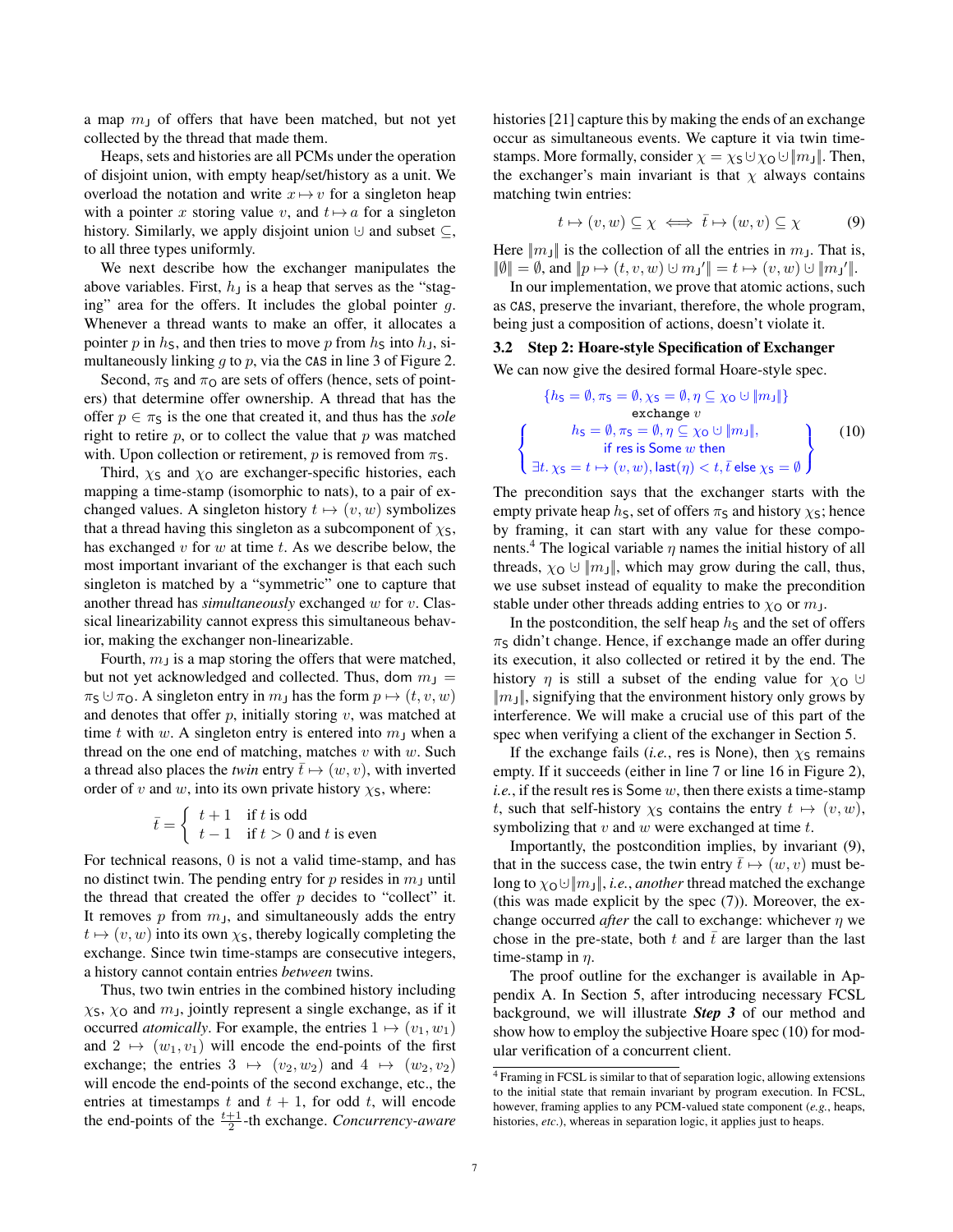a map $m_J$ of offers that have been matched, but not yet collected by the thread that made them.

Heaps, sets and histories are all PCMs under the operation of disjoint union, with empty heap/set/history as a unit. We overload the notation and write $x \mapsto v$ for a singleton heap with a pointer $x$ storing value $v$, and $t \mapsto a$ for a singleton history. Similarly, we apply disjoint union $\uplus$ and subset $\subseteq$, to all three types uniformly.

We next describe how the exchanger manipulates the above variables. First, $h_J$ is a heap that serves as the "staging" area for the offers. It includes the global pointer $g$. Whenever a thread wants to make an offer, it allocates a pointer $p$ in $h_S$, and then tries to move $p$ from $h_S$ into $h_J$, simultaneously linking $g$ to $p$, via the CAS in line 3 of Figure 2.

Second, $\pi_S$ and $\pi_O$ are sets of offers (hence, sets of pointers) that determine offer ownership. A thread that has the offer $p \in \pi_S$ is the one that created it, and thus has the *sole* right to retire $p$, or to collect the value that $p$ was matched with. Upon collection or retirement, $p$ is removed from $\pi_S$.

Third, $\chi_S$ and $\chi_O$ are exchanger-specific histories, each mapping a time-stamp (isomorphic to nats), to a pair of exchanged values. A singleton history $t \mapsto (v, w)$ symbolizes that a thread having this singleton as a subcomponent of $\chi_S$, has exchanged $v$ for $w$ at time $t$. As we describe below, the most important invariant of the exchanger is that each such singleton is matched by a "symmetric" one to capture that another thread has *simultaneously* exchanged $w$ for $v$. Classical linearizability cannot express this simultaneous behavior, making the exchanger non-linearizable.

Fourth, $m_J$ is a map storing the offers that were matched, but not yet acknowledged and collected. Thus, $\mathrm{dom}\, m_J = \pi_S \uplus \pi_O$. A singleton entry in $m_J$ has the form $p \mapsto (t, v, w)$ and denotes that offer $p$, initially storing $v$, was matched at time $t$ with $w$. A singleton entry is entered into $m_J$ when a thread on the one end of matching, matches $v$ with $w$. Such a thread also places the *twin* entry $\bar{t} \mapsto (w, v)$, with inverted order of $v$ and $w$, into its own private history $\chi_S$, where:

$$\bar{t} = \begin{cases} t+1 & \text{if } t \text{ is odd} \\ t-1 & \text{if } t > 0 \text{ and } t \text{ is even} \end{cases}$$

For technical reasons, 0 is not a valid time-stamp, and has no distinct twin. The pending entry for $p$ resides in $m_J$ until the thread that created the offer $p$ decides to "collect" it. It removes $p$ from $m_J$, and simultaneously adds the entry $t \mapsto (v, w)$ into its own $\chi_S$, thereby logically completing the exchange. Since twin time-stamps are consecutive integers, a history cannot contain entries *between* twins.

Thus, two twin entries in the combined history including $\chi_S$, $\chi_O$ and $m_J$, jointly represent a single exchange, as if it occurred *atomically*. For example, the entries $1 \mapsto (v_1, w_1)$ and $2 \mapsto (w_1, v_1)$ will encode the end-points of the first exchange; the entries $3 \mapsto (v_2, w_2)$ and $4 \mapsto (w_2, v_2)$ will encode the end-points of the second exchange, etc., the entries at timestamps $t$ and $t+1$, for odd $t$, will encode the end-points of the $\frac{t+1}{2}$-th exchange. *Concurrency-aware* histories [21] capture this by making the ends of an exchange occur as simultaneous events. We capture it via twin time-stamps. More formally, consider $\chi = \chi_S \uplus \chi_O \uplus \|m_J\|$. Then, the exchanger's main invariant is that $\chi$ always contains matching twin entries:

$$t \mapsto (v, w) \subseteq \chi \iff \bar{t} \mapsto (w, v) \subseteq \chi \qquad (9)$$

Here $\|m_J\|$ is the collection of all the entries in $m_J$. That is, $\|\emptyset\| = \emptyset$, and $\|p \mapsto (t, v, w) \uplus m_J'\| = t \mapsto (v, w) \uplus \|m_J'\|$.

In our implementation, we prove that atomic actions, such as CAS, preserve the invariant, therefore, the whole program, being just a composition of actions, doesn't violate it.

### 3.2 Step 2: Hoare-style Specification of Exchanger

We can now give the desired formal Hoare-style spec.

$$\begin{array}{c} \{h_S = \emptyset, \pi_S = \emptyset, \chi_S = \emptyset, \eta \subseteq \chi_O \uplus \|m_J\|\} \\ \texttt{exchange } v \\ \left\{ \begin{array}{c} h_S = \emptyset, \pi_S = \emptyset, \eta \subseteq \chi_O \uplus \|m_J\|, \\ \text{if res is Some } w \text{ then} \\ \exists t.\, \chi_S = t \mapsto (v, w), \mathsf{last}(\eta) < t, \bar{t} \text{ else } \chi_S = \emptyset \end{array} \right\} \end{array} \qquad (10)$$

The precondition says that the exchanger starts with the empty private heap $h_S$, set of offers $\pi_S$ and history $\chi_S$; hence by framing, it can start with any value for these components.[4] The logical variable $\eta$ names the initial history of all threads, $\chi_O \uplus \|m_J\|$, which may grow during the call, thus, we use subset instead of equality to make the precondition stable under other threads adding entries to $\chi_O$ or $m_J$.

In the postcondition, the self heap $h_S$ and the set of offers $\pi_S$ didn't change. Hence, if exchange made an offer during its execution, it also collected or retired it by the end. The history $\eta$ is still a subset of the ending value for $\chi_O \uplus \|m_J\|$, signifying that the environment history only grows by interference. We will make a crucial use of this part of the spec when verifying a client of the exchanger in Section 5.

If the exchange fails (*i.e.*, res is None), then $\chi_S$ remains empty. If it succeeds (either in line 7 or line 16 in Figure 2), *i.e.*, if the result res is Some $w$, then there exists a time-stamp $t$, such that self-history $\chi_S$ contains the entry $t \mapsto (v, w)$, symbolizing that $v$ and $w$ were exchanged at time $t$.

Importantly, the postcondition implies, by invariant (9), that in the success case, the twin entry $\bar{t} \mapsto (w, v)$ must belong to $\chi_O \uplus \|m_J\|$, *i.e.*, *another* thread matched the exchange (this was made explicit by the spec (7)). Moreover, the exchange occurred *after* the call to exchange: whichever $\eta$ we chose in the pre-state, both $t$ and $\bar{t}$ are larger than the last time-stamp in $\eta$.

The proof outline for the exchanger is available in Appendix A. In Section 5, after introducing necessary FCSL background, we will illustrate ***Step 3*** of our method and show how to employ the subjective Hoare spec (10) for modular verification of a concurrent client.

[4] Framing in FCSL is similar to that of separation logic, allowing extensions to the initial state that remain invariant by program execution. In FCSL, however, framing applies to any PCM-valued state component (*e.g.*, heaps, histories, *etc.*), whereas in separation logic, it applies just to heaps.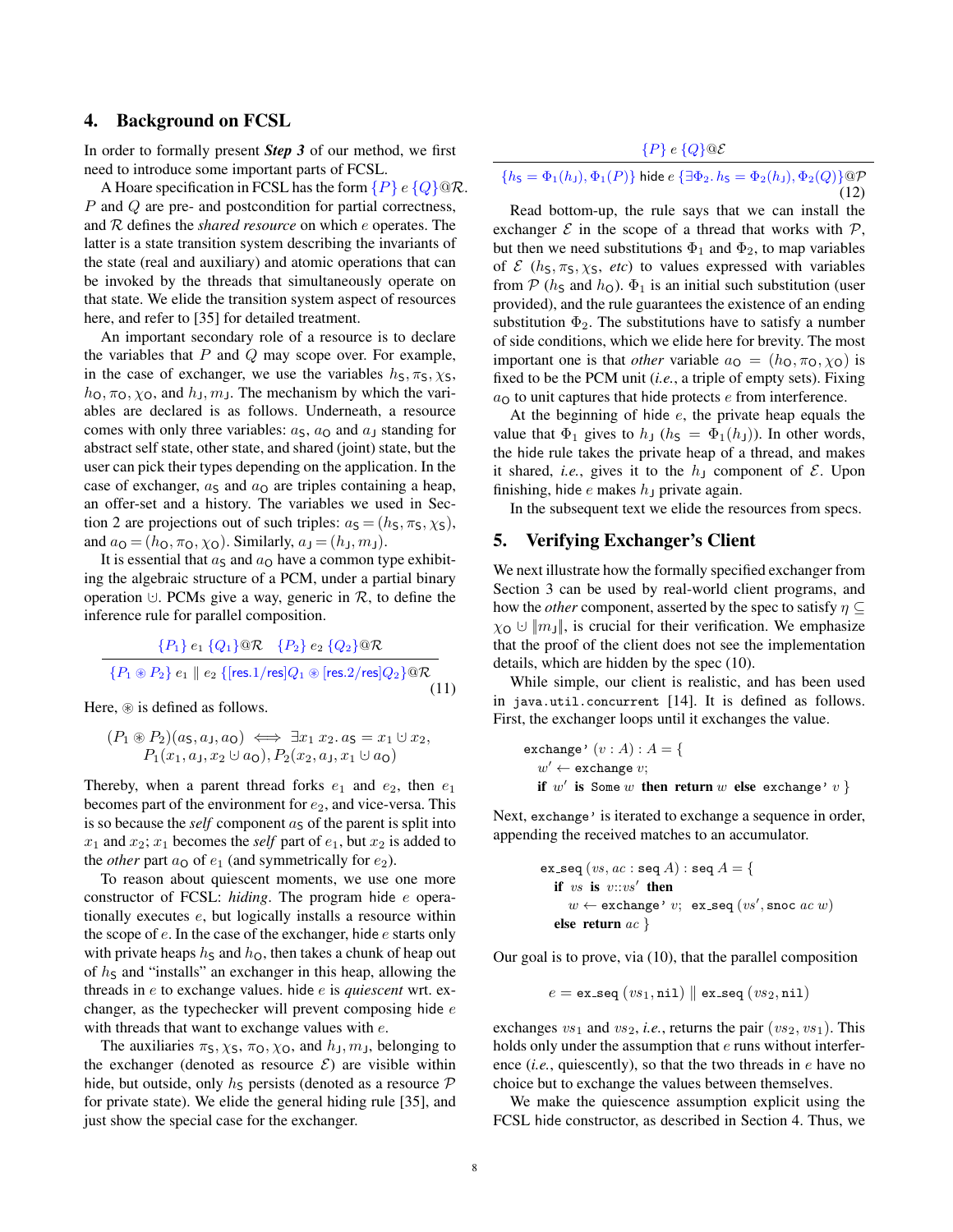## 4. Background on FCSL

In order to formally present ***Step 3*** of our method, we first need to introduce some important parts of FCSL.

A Hoare specification in FCSL has the form $\{P\}\ e\ \{Q\}@\mathcal{R}$. $P$ and $Q$ are pre- and postcondition for partial correctness, and $\mathcal{R}$ defines the *shared resource* on which $e$ operates. The latter is a state transition system describing the invariants of the state (real and auxiliary) and atomic operations that can be invoked by the threads that simultaneously operate on that state. We elide the transition system aspect of resources here, and refer to [35] for detailed treatment.

An important secondary role of a resource is to declare the variables that $P$ and $Q$ may scope over. For example, in the case of exchanger, we use the variables $h_\mathsf{S}, \pi_\mathsf{S}, \chi_\mathsf{S}$, $h_\mathsf{O}, \pi_\mathsf{O}, \chi_\mathsf{O}$, and $h_\mathsf{J}, m_\mathsf{J}$. The mechanism by which the variables are declared is as follows. Underneath, a resource comes with only three variables: $a_\mathsf{S}$, $a_\mathsf{O}$ and $a_\mathsf{J}$ standing for abstract self state, other state, and shared (joint) state, but the user can pick their types depending on the application. In the case of exchanger, $a_\mathsf{S}$ and $a_\mathsf{O}$ are triples containing a heap, an offer-set and a history. The variables we used in Section 2 are projections out of such triples: $a_\mathsf{S} = (h_\mathsf{S}, \pi_\mathsf{S}, \chi_\mathsf{S})$, and $a_\mathsf{O} = (h_\mathsf{O}, \pi_\mathsf{O}, \chi_\mathsf{O})$. Similarly, $a_\mathsf{J} = (h_\mathsf{J}, m_\mathsf{J})$.

It is essential that $a_\mathsf{S}$ and $a_\mathsf{O}$ have a common type exhibiting the algebraic structure of a PCM, under a partial binary operation $\cup\!\!\!\!\cdot\,$. PCMs give a way, generic in $\mathcal{R}$, to define the inference rule for parallel composition.

$$\frac{\{P_1\}\ e_1\ \{Q_1\}@\mathcal{R} \quad \{P_2\}\ e_2\ \{Q_2\}@\mathcal{R}}{\{P_1 \circledast P_2\}\ e_1 \parallel e_2\ \{[\mathsf{res.1/res}]Q_1 \circledast [\mathsf{res.2/res}]Q_2\}@\mathcal{R}} \tag{11}$$

Here, $\circledast$ is defined as follows.

$$\begin{aligned}(P_1 \circledast P_2)(a_\mathsf{S}, a_\mathsf{J}, a_\mathsf{O}) \iff& \exists x_1\ x_2.\ a_\mathsf{S} = x_1 \,\dot\cup\, x_2,\\ & P_1(x_1, a_\mathsf{J}, x_2 \,\dot\cup\, a_\mathsf{O}), P_2(x_2, a_\mathsf{J}, x_1 \,\dot\cup\, a_\mathsf{O})\end{aligned}$$

Thereby, when a parent thread forks $e_1$ and $e_2$, then $e_1$ becomes part of the environment for $e_2$, and vice-versa. This is so because the *self* component $a_\mathsf{S}$ of the parent is split into $x_1$ and $x_2$; $x_1$ becomes the *self* part of $e_1$, but $x_2$ is added to the *other* part $a_\mathsf{O}$ of $e_1$ (and symmetrically for $e_2$).

To reason about quiescent moments, we use one more constructor of FCSL: *hiding*. The program hide $e$ operationally executes $e$, but logically installs a resource within the scope of $e$. In the case of the exchanger, hide $e$ starts only with private heaps $h_\mathsf{S}$ and $h_\mathsf{O}$, then takes a chunk of heap out of $h_\mathsf{S}$ and "installs" an exchanger in this heap, allowing the threads in $e$ to exchange values. hide $e$ is *quiescent* wrt. exchanger, as the typechecker will prevent composing hide $e$ with threads that want to exchange values with $e$.

The auxiliaries $\pi_\mathsf{S}, \chi_\mathsf{S}, \pi_\mathsf{O}, \chi_\mathsf{O}$, and $h_\mathsf{J}, m_\mathsf{J}$, belonging to the exchanger (denoted as resource $\mathcal{E}$) are visible within hide, but outside, only $h_\mathsf{S}$ persists (denoted as a resource $\mathcal{P}$ for private state). We elide the general hiding rule [35], and just show the special case for the exchanger.

$$\frac{\{P\}\ e\ \{Q\}@\mathcal{E}}{\{h_\mathsf{S} = \Phi_1(h_\mathsf{J}), \Phi_1(P)\}\ \mathsf{hide}\ e\ \{\exists \Phi_2.\ h_\mathsf{S} = \Phi_2(h_\mathsf{J}), \Phi_2(Q)\}@\mathcal{P}} \tag{12}$$

Read bottom-up, the rule says that we can install the exchanger $\mathcal{E}$ in the scope of a thread that works with $\mathcal{P}$, but then we need substitutions $\Phi_1$ and $\Phi_2$, to map variables of $\mathcal{E}$ ($h_\mathsf{S}, \pi_\mathsf{S}, \chi_\mathsf{S}$, *etc*) to values expressed with variables from $\mathcal{P}$ ($h_\mathsf{S}$ and $h_\mathsf{O}$). $\Phi_1$ is an initial such substitution (user provided), and the rule guarantees the existence of an ending substitution $\Phi_2$. The substitutions have to satisfy a number of side conditions, which we elide here for brevity. The most important one is that *other* variable $a_\mathsf{O} = (h_\mathsf{O}, \pi_\mathsf{O}, \chi_\mathsf{O})$ is fixed to be the PCM unit (*i.e.*, a triple of empty sets). Fixing $a_\mathsf{O}$ to unit captures that hide protects $e$ from interference.

At the beginning of hide $e$, the private heap equals the value that $\Phi_1$ gives to $h_\mathsf{J}$ ($h_\mathsf{S} = \Phi_1(h_\mathsf{J})$). In other words, the hide rule takes the private heap of a thread, and makes it shared, *i.e.*, gives it to the $h_\mathsf{J}$ component of $\mathcal{E}$. Upon finishing, hide $e$ makes $h_\mathsf{J}$ private again.

In the subsequent text we elide the resources from specs.

## 5. Verifying Exchanger's Client

We next illustrate how the formally specified exchanger from Section 3 can be used by real-world client programs, and how the *other* component, asserted by the spec to satisfy $\eta \subseteq \chi_\mathsf{O} \,\dot\cup\, \|m_\mathsf{J}\|$, is crucial for their verification. We emphasize that the proof of the client does not see the implementation details, which are hidden by the spec (10).

While simple, our client is realistic, and has been used in `java.util.concurrent` [14]. It is defined as follows. First, the exchanger loops until it exchanges the value.

```
exchange' (v : A) : A = {
  w' ← exchange v;
  if w' is Some w then return w else exchange' v }
```

Next, `exchange'` is iterated to exchange a sequence in order, appending the received matches to an accumulator.

```
ex_seq (vs, ac : seq A) : seq A = {
  if vs is v::vs' then
    w ← exchange' v;  ex_seq (vs', snoc ac w)
  else return ac }
```

Our goal is to prove, via (10), that the parallel composition

$$e = \mathtt{ex\_seq}\ (vs_1, \mathtt{nil}) \parallel \mathtt{ex\_seq}\ (vs_2, \mathtt{nil})$$

exchanges $vs_1$ and $vs_2$, *i.e.*, returns the pair $(vs_2, vs_1)$. This holds only under the assumption that $e$ runs without interference (*i.e.*, quiescently), so that the two threads in $e$ have no choice but to exchange the values between themselves.

We make the quiescence assumption explicit using the FCSL hide constructor, as described in Section 4. Thus, we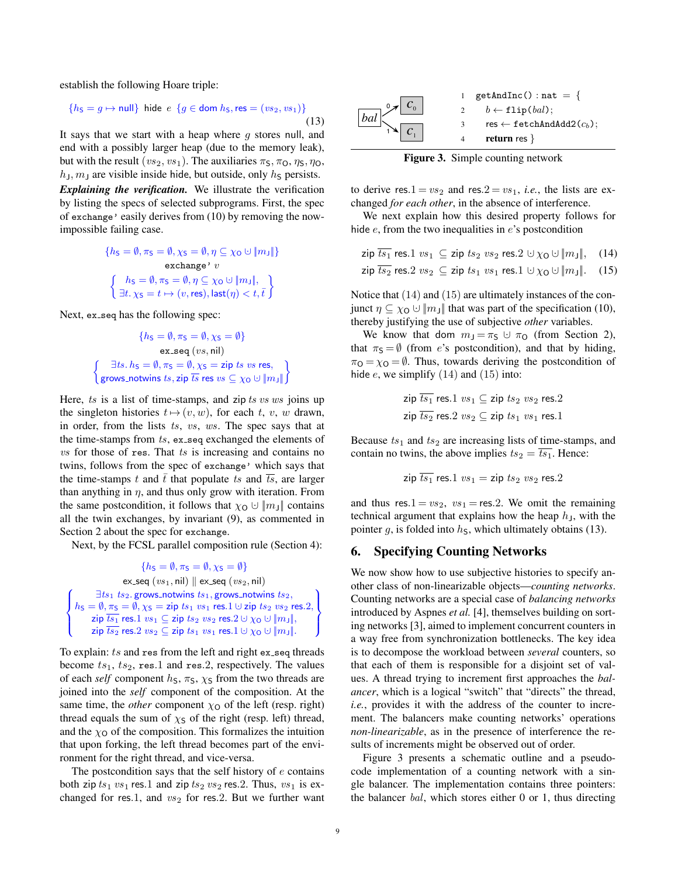establish the following Hoare triple:

$$\{h_\mathsf{S} = g \mapsto \mathsf{null}\}\ \mathsf{hide}\ e\ \{g \in \mathsf{dom}\ h_\mathsf{S}, \mathsf{res} = (vs_2, vs_1)\} \tag{13}$$

It says that we start with a heap where $g$ stores null, and end with a possibly larger heap (due to the memory leak), but with the result $(vs_2, vs_1)$. The auxiliaries $\pi_\mathsf{S}, \pi_\mathsf{O}, \eta_\mathsf{S}, \eta_\mathsf{O}, h_\mathsf{J}, m_\mathsf{J}$ are visible inside hide, but outside, only $h_\mathsf{S}$ persists.

***Explaining the verification.*** We illustrate the verification by listing the specs of selected subprograms. First, the spec of `exchange'` easily derives from (10) by removing the now-impossible failing case.

$$\{h_\mathsf{S} = \emptyset, \pi_\mathsf{S} = \emptyset, \chi_\mathsf{S} = \emptyset, \eta \subseteq \chi_\mathsf{O} \cup \|m_\mathsf{J}\|\}$$
$$\texttt{exchange'}\ v$$
$$\left\{\begin{array}{c} h_\mathsf{S} = \emptyset, \pi_\mathsf{S} = \emptyset, \eta \subseteq \chi_\mathsf{O} \cup \|m_\mathsf{J}\|, \\ \exists t.\, \chi_\mathsf{S} = t \mapsto (v, \mathsf{res}), \mathsf{last}(\eta) < t, \bar{t} \end{array}\right\}$$

Next, `ex_seq` has the following spec:

$$\{h_\mathsf{S} = \emptyset, \pi_\mathsf{S} = \emptyset, \chi_\mathsf{S} = \emptyset\}$$
$$\mathsf{ex\_seq}\ (vs, \mathsf{nil})$$
$$\left\{\begin{array}{c} \exists ts.\, h_\mathsf{S} = \emptyset, \pi_\mathsf{S} = \emptyset, \chi_\mathsf{S} = \mathsf{zip}\ ts\ vs\ \mathsf{res}, \\ \mathsf{grows\_notwins}\ ts, \mathsf{zip}\ \overline{ts}\ \mathsf{res}\ vs \subseteq \chi_\mathsf{O} \cup \|m_\mathsf{J}\| \end{array}\right\}$$

Here, $ts$ is a list of time-stamps, and $\mathsf{zip}\ ts\ vs\ ws$ joins up the singleton histories $t \mapsto (v, w)$, for each $t$, $v$, $w$ drawn, in order, from the lists $ts$, $vs$, $ws$. The spec says that at the time-stamps from $ts$, `ex_seq` exchanged the elements of $vs$ for those of `res`. That $ts$ is increasing and contains no twins, follows from the spec of `exchange'` which says that the time-stamps $t$ and $\bar{t}$ that populate $ts$ and $\overline{ts}$, are larger than anything in $\eta$, and thus only grow with iteration. From the same postcondition, it follows that $\chi_\mathsf{O} \cup \|m_\mathsf{J}\|$ contains all the twin exchanges, by invariant (9), as commented in Section 2 about the spec for `exchange`.

Next, by the FCSL parallel composition rule (Section 4):

$$\{h_\mathsf{S} = \emptyset, \pi_\mathsf{S} = \emptyset, \chi_\mathsf{S} = \emptyset\}$$
$$\mathsf{ex\_seq}\ (vs_1, \mathsf{nil}) \parallel \mathsf{ex\_seq}\ (vs_2, \mathsf{nil})$$
$$\left\{\begin{array}{c} \exists ts_1\ ts_2.\, \mathsf{grows\_notwins}\ ts_1, \mathsf{grows\_notwins}\ ts_2, \\ h_\mathsf{S} = \emptyset, \pi_\mathsf{S} = \emptyset, \chi_\mathsf{S} = \mathsf{zip}\ ts_1\ vs_1\ \mathsf{res}.1 \cup \mathsf{zip}\ ts_2\ vs_2\ \mathsf{res}.2, \\ \mathsf{zip}\ \overline{ts_1}\ \mathsf{res}.1\ vs_1 \subseteq \mathsf{zip}\ ts_2\ vs_2\ \mathsf{res}.2 \cup \chi_\mathsf{O} \cup \|m_\mathsf{J}\|, \\ \mathsf{zip}\ \overline{ts_2}\ \mathsf{res}.2\ vs_2 \subseteq \mathsf{zip}\ ts_1\ vs_1\ \mathsf{res}.1 \cup \chi_\mathsf{O} \cup \|m_\mathsf{J}\|. \end{array}\right\}$$

To explain: $ts$ and `res` from the left and right `ex_seq` threads become $ts_1$, $ts_2$, $\mathsf{res}.1$ and $\mathsf{res}.2$, respectively. The values of each *self* component $h_\mathsf{S}$, $\pi_\mathsf{S}$, $\chi_\mathsf{S}$ from the two threads are joined into the *self* component of the composition. At the same time, the *other* component $\chi_\mathsf{O}$ of the left (resp. right) thread equals the sum of $\chi_\mathsf{S}$ of the right (resp. left) thread, and the $\chi_\mathsf{O}$ of the composition. This formalizes the intuition that upon forking, the left thread becomes part of the environment for the right thread, and vice-versa.

The postcondition says that the self history of $e$ contains both $\mathsf{zip}\ ts_1\ vs_1\ \mathsf{res}.1$ and $\mathsf{zip}\ ts_2\ vs_2\ \mathsf{res}.2$. Thus, $vs_1$ is exchanged for $\mathsf{res}.1$, and $vs_2$ for $\mathsf{res}.2$. But we further want to derive $\mathsf{res}.1 = vs_2$ and $\mathsf{res}.2 = vs_1$, *i.e.*, the lists are exchanged *for each other*, in the absence of interference.

We next explain how this desired property follows for hide $e$, from the two inequalities in $e$'s postcondition

$$\mathsf{zip}\ \overline{ts_1}\ \mathsf{res}.1\ vs_1\ \subseteq \mathsf{zip}\ ts_2\ vs_2\ \mathsf{res}.2 \cup \chi_\mathsf{O} \cup \|m_\mathsf{J}\|, \tag{14}$$
$$\mathsf{zip}\ \overline{ts_2}\ \mathsf{res}.2\ vs_2\ \subseteq \mathsf{zip}\ ts_1\ vs_1\ \mathsf{res}.1 \cup \chi_\mathsf{O} \cup \|m_\mathsf{J}\|. \tag{15}$$

Notice that (14) and (15) are ultimately instances of the conjunct $\eta \subseteq \chi_\mathsf{O} \cup \|m_\mathsf{J}\|$ that was part of the specification (10), thereby justifying the use of subjective *other* variables.

We know that $\mathsf{dom}\ m_\mathsf{J} = \pi_\mathsf{S} \cup \pi_\mathsf{O}$ (from Section 2), that $\pi_\mathsf{S} = \emptyset$ (from $e$'s postcondition), and that by hiding, $\pi_\mathsf{O} = \chi_\mathsf{O} = \emptyset$. Thus, towards deriving the postcondition of hide $e$, we simplify (14) and (15) into:

$$\mathsf{zip}\ \overline{ts_1}\ \mathsf{res}.1\ vs_1 \subseteq \mathsf{zip}\ ts_2\ vs_2\ \mathsf{res}.2$$
$$\mathsf{zip}\ \overline{ts_2}\ \mathsf{res}.2\ vs_2 \subseteq \mathsf{zip}\ ts_1\ vs_1\ \mathsf{res}.1$$

Because $ts_1$ and $ts_2$ are increasing lists of time-stamps, and contain no twins, the above implies $ts_2 = \overline{ts_1}$. Hence:

$$\mathsf{zip}\ \overline{ts_1}\ \mathsf{res}.1\ vs_1 = \mathsf{zip}\ ts_2\ vs_2\ \mathsf{res}.2$$

and thus $\mathsf{res}.1 = vs_2$, $vs_1 = \mathsf{res}.2$. We omit the remaining technical argument that explains how the heap $h_\mathsf{J}$, with the pointer $g$, is folded into $h_\mathsf{S}$, which ultimately obtains (13).

```
1  getAndInc() : nat = {
2    b ← flip(bal);
3    res ← fetchAndAdd2(c_b);
4    return res }
```

**Figure 3.** Simple counting network

## 6. Specifying Counting Networks

We now show how to use subjective histories to specify another class of non-linearizable objects—*counting networks*. Counting networks are a special case of *balancing networks* introduced by Aspnes *et al.* [4], themselves building on sorting networks [3], aimed to implement concurrent counters in a way free from synchronization bottlenecks. The key idea is to decompose the workload between *several* counters, so that each of them is responsible for a disjoint set of values. A thread trying to increment first approaches the *balancer*, which is a logical "switch" that "directs" the thread, *i.e.*, provides it with the address of the counter to increment. The balancers make counting networks' operations *non-linearizable*, as in the presence of interference the results of increments might be observed out of order.

Figure 3 presents a schematic outline and a pseudo-code implementation of a counting network with a single balancer. The implementation contains three pointers: the balancer $bal$, which stores either 0 or 1, thus directing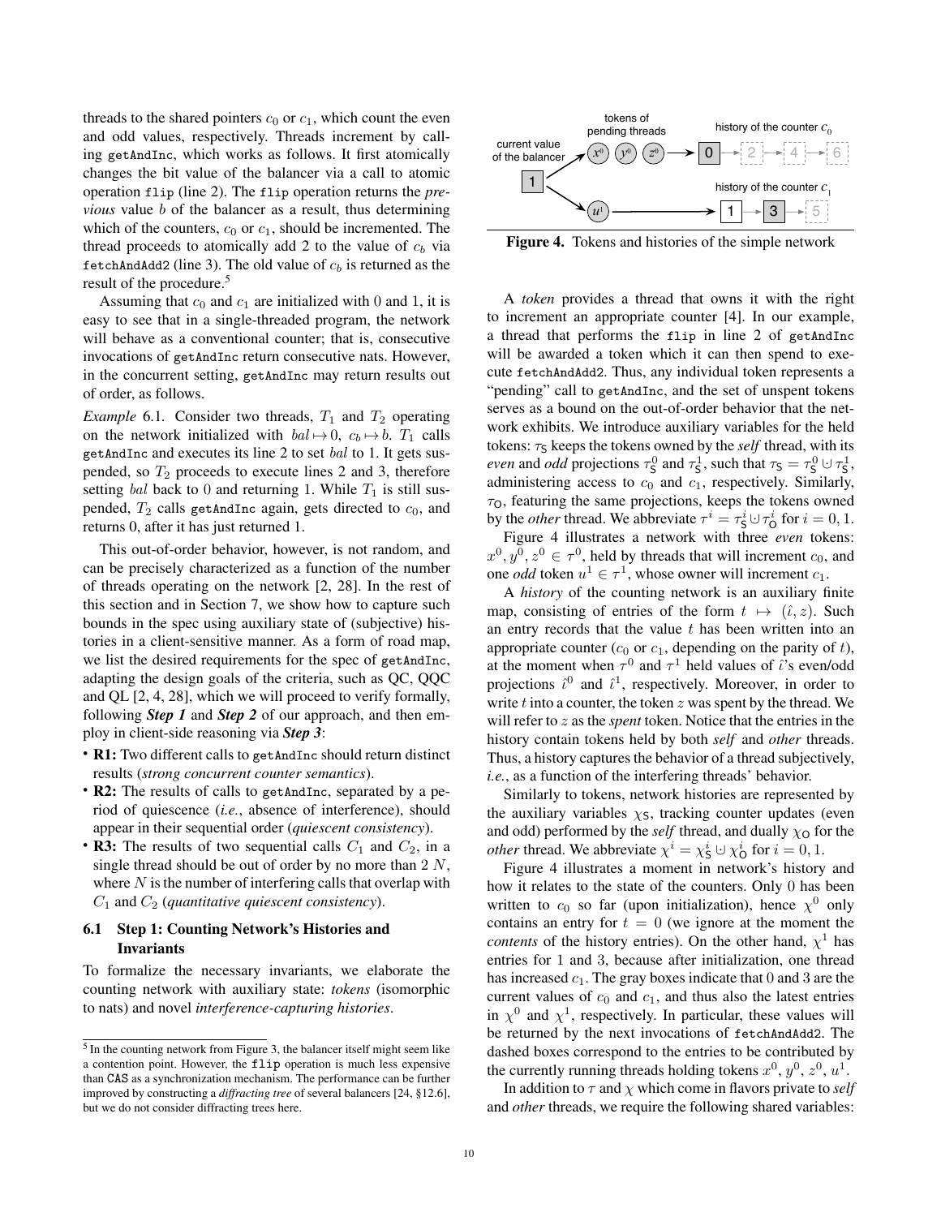threads to the shared pointers $c_0$ or $c_1$, which count the even and odd values, respectively. Threads increment by calling `getAndInc`, which works as follows. It first atomically changes the bit value of the balancer via a call to atomic operation `flip` (line 2). The `flip` operation returns the *previous* value $b$ of the balancer as a result, thus determining which of the counters, $c_0$ or $c_1$, should be incremented. The thread proceeds to atomically add 2 to the value of $c_b$ via `fetchAndAdd2` (line 3). The old value of $c_b$ is returned as the result of the procedure.[5]

Assuming that $c_0$ and $c_1$ are initialized with 0 and 1, it is easy to see that in a single-threaded program, the network will behave as a conventional counter; that is, consecutive invocations of `getAndInc` return consecutive nats. However, in the concurrent setting, `getAndInc` may return results out of order, as follows.

*Example* 6.1. Consider two threads, $T_1$ and $T_2$ operating on the network initialized with $bal \mapsto 0$, $c_b \mapsto b$. $T_1$ calls `getAndInc` and executes its line 2 to set $bal$ to 1. It gets suspended, so $T_2$ proceeds to execute lines 2 and 3, therefore setting $bal$ back to 0 and returning 1. While $T_1$ is still suspended, $T_2$ calls `getAndInc` again, gets directed to $c_0$, and returns 0, after it has just returned 1.

This out-of-order behavior, however, is not random, and can be precisely characterized as a function of the number of threads operating on the network [2, 28]. In the rest of this section and in Section 7, we show how to capture such bounds in the spec using auxiliary state of (subjective) histories in a client-sensitive manner. As a form of road map, we list the desired requirements for the spec of `getAndInc`, adapting the design goals of the criteria, such as QC, QQC and QL [2, 4, 28], which we will proceed to verify formally, following ***Step 1*** and ***Step 2*** of our approach, and then employ in client-side reasoning via ***Step 3***:

- **R1:** Two different calls to `getAndInc` should return distinct results (*strong concurrent counter semantics*).
- **R2:** The results of calls to `getAndInc`, separated by a period of quiescence (*i.e.*, absence of interference), should appear in their sequential order (*quiescent consistency*).
- **R3:** The results of two sequential calls $C_1$ and $C_2$, in a single thread should be out of order by no more than $2\,N$, where $N$ is the number of interfering calls that overlap with $C_1$ and $C_2$ (*quantitative quiescent consistency*).

### 6.1 Step 1: Counting Network's Histories and Invariants

To formalize the necessary invariants, we elaborate the counting network with auxiliary state: *tokens* (isomorphic to nats) and novel *interference-capturing histories*.

[5] In the counting network from Figure 3, the balancer itself might seem like a contention point. However, the `flip` operation is much less expensive than CAS as a synchronization mechanism. The performance can be further improved by constructing a *diffracting tree* of several balancers [24, §12.6], but we do not consider diffracting trees here.

**Figure 4.** Tokens and histories of the simple network

A *token* provides a thread that owns it with the right to increment an appropriate counter [4]. In our example, a thread that performs the `flip` in line 2 of `getAndInc` will be awarded a token which it can then spend to execute `fetchAndAdd2`. Thus, any individual token represents a "pending" call to `getAndInc`, and the set of unspent tokens serves as a bound on the out-of-order behavior that the network exhibits. We introduce auxiliary variables for the held tokens: $\tau_{\mathsf{S}}$ keeps the tokens owned by the *self* thread, with its *even* and *odd* projections $\tau^0_{\mathsf{S}}$ and $\tau^1_{\mathsf{S}}$, such that $\tau_{\mathsf{S}} = \tau^0_{\mathsf{S}} \cup \tau^1_{\mathsf{S}}$, administering access to $c_0$ and $c_1$, respectively. Similarly, $\tau_{\mathsf{O}}$, featuring the same projections, keeps the tokens owned by the *other* thread. We abbreviate $\tau^i = \tau^i_{\mathsf{S}} \cup \tau^i_{\mathsf{O}}$ for $i = 0, 1$.

Figure 4 illustrates a network with three *even* tokens: $x^0, y^0, z^0 \in \tau^0$, held by threads that will increment $c_0$, and one *odd* token $u^1 \in \tau^1$, whose owner will increment $c_1$.

A *history* of the counting network is an auxiliary finite map, consisting of entries of the form $t \mapsto (\hat{\imath}, z)$. Such an entry records that the value $t$ has been written into an appropriate counter ($c_0$ or $c_1$, depending on the parity of $t$), at the moment when $\tau^0$ and $\tau^1$ held values of $\hat{\imath}$'s even/odd projections $\hat{\imath}^0$ and $\hat{\imath}^1$, respectively. Moreover, in order to write $t$ into a counter, the token $z$ was spent by the thread. We will refer to $z$ as the *spent* token. Notice that the entries in the history contain tokens held by both *self* and *other* threads. Thus, a history captures the behavior of a thread subjectively, *i.e.*, as a function of the interfering threads' behavior.

Similarly to tokens, network histories are represented by the auxiliary variables $\chi_{\mathsf{S}}$, tracking counter updates (even and odd) performed by the *self* thread, and dually $\chi_{\mathsf{O}}$ for the *other* thread. We abbreviate $\chi^i = \chi^i_{\mathsf{S}} \cup \chi^i_{\mathsf{O}}$ for $i = 0, 1$.

Figure 4 illustrates a moment in network's history and how it relates to the state of the counters. Only 0 has been written to $c_0$ so far (upon initialization), hence $\chi^0$ only contains an entry for $t = 0$ (we ignore at the moment the *contents* of the history entries). On the other hand, $\chi^1$ has entries for 1 and 3, because after initialization, one thread has increased $c_1$. The gray boxes indicate that 0 and 3 are the current values of $c_0$ and $c_1$, and thus also the latest entries in $\chi^0$ and $\chi^1$, respectively. In particular, these values will be returned by the next invocations of `fetchAndAdd2`. The dashed boxes correspond to the entries to be contributed by the currently running threads holding tokens $x^0$, $y^0$, $z^0$, $u^1$.

In addition to $\tau$ and $\chi$ which come in flavors private to *self* and *other* threads, we require the following shared variables: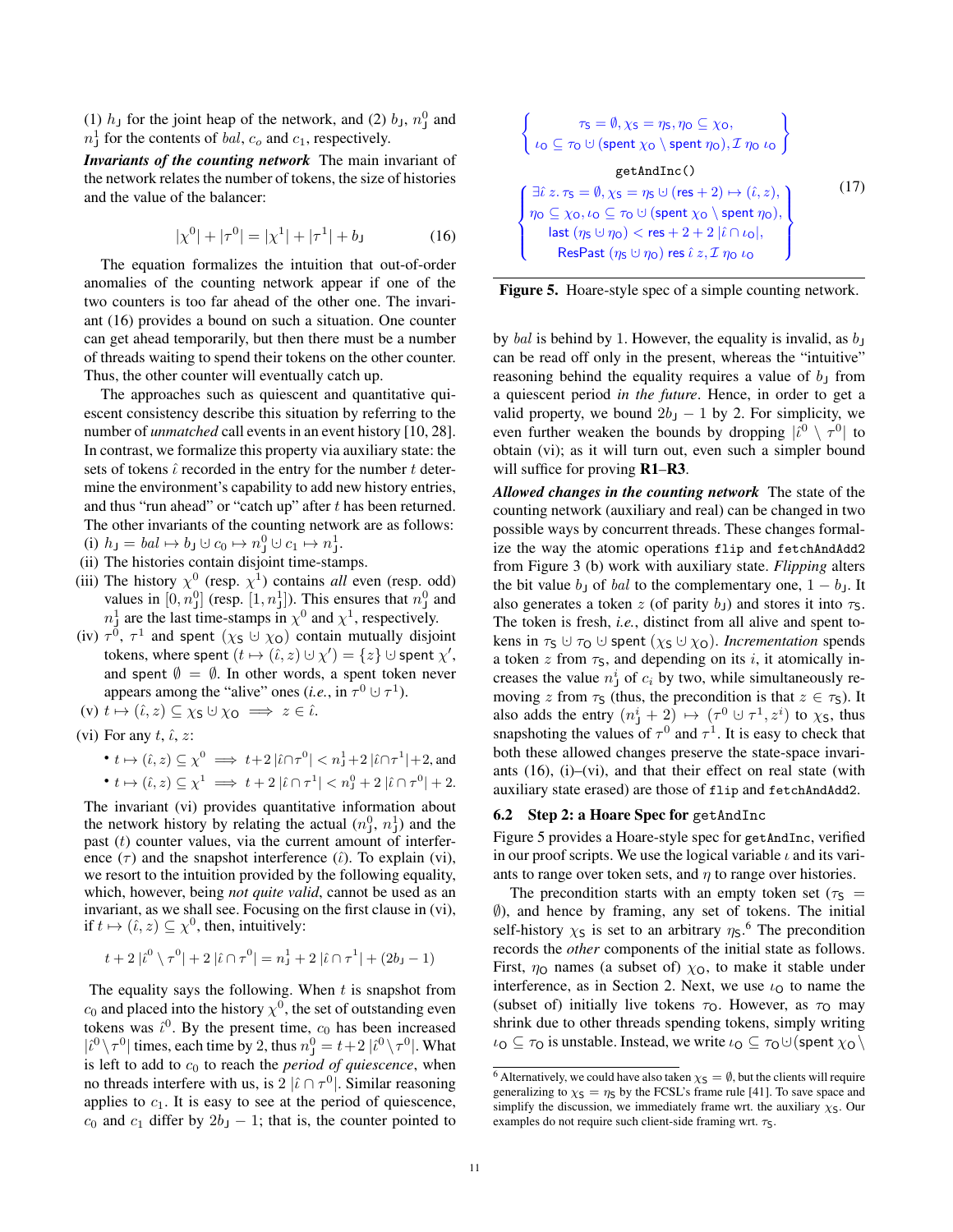(1) $h_\mathsf{J}$ for the joint heap of the network, and (2) $b_\mathsf{J}$, $n^0_\mathsf{J}$ and $n^1_\mathsf{J}$ for the contents of $bal$, $c_o$ and $c_1$, respectively.

***Invariants of the counting network*** The main invariant of the network relates the number of tokens, the size of histories and the value of the balancer:

$$|\chi^0| + |\tau^0| = |\chi^1| + |\tau^1| + b_\mathsf{J} \tag{16}$$

The equation formalizes the intuition that out-of-order anomalies of the counting network appear if one of the two counters is too far ahead of the other one. The invariant (16) provides a bound on such a situation. One counter can get ahead temporarily, but then there must be a number of threads waiting to spend their tokens on the other counter. Thus, the other counter will eventually catch up.

The approaches such as quiescent and quantitative quiescent consistency describe this situation by referring to the number of *unmatched* call events in an event history [10, 28]. In contrast, we formalize this property via auxiliary state: the sets of tokens $\hat{\imath}$ recorded in the entry for the number $t$ determine the environment's capability to add new history entries, and thus "run ahead" or "catch up" after $t$ has been returned. The other invariants of the counting network are as follows:

(i) $h_\mathsf{J} = bal \mapsto b_\mathsf{J} \uplus c_0 \mapsto n^0_\mathsf{J} \uplus c_1 \mapsto n^1_\mathsf{J}$.

(ii) The histories contain disjoint time-stamps.

(iii) The history $\chi^0$ (resp. $\chi^1$) contains *all* even (resp. odd) values in $[0, n^0_\mathsf{J}]$ (resp. $[1, n^1_\mathsf{J}]$). This ensures that $n^0_\mathsf{J}$ and $n^1_\mathsf{J}$ are the last time-stamps in $\chi^0$ and $\chi^1$, respectively.

(iv) $\tau^0$, $\tau^1$ and spent $(\chi_\mathsf{S} \uplus \chi_\mathsf{O})$ contain mutually disjoint tokens, where spent $(t \mapsto (\hat{\imath}, z) \uplus \chi') = \{z\} \uplus \text{spent}\ \chi'$, and spent $\emptyset = \emptyset$. In other words, a spent token never appears among the "alive" ones (*i.e.*, in $\tau^0 \uplus \tau^1$).

(v) $t \mapsto (\hat{\imath}, z) \subseteq \chi_\mathsf{S} \uplus \chi_\mathsf{O} \implies z \in \hat{\imath}$.

(vi) For any $t$, $\hat{\imath}$, $z$:

- $t \mapsto (\hat{\imath}, z) \subseteq \chi^0 \implies t + 2\,|\hat{\imath} \cap \tau^0| < n^1_\mathsf{J} + 2\,|\hat{\imath} \cap \tau^1| + 2$, and
- $t \mapsto (\hat{\imath}, z) \subseteq \chi^1 \implies t + 2\,|\hat{\imath} \cap \tau^1| < n^0_\mathsf{J} + 2\,|\hat{\imath} \cap \tau^0| + 2$.

The invariant (vi) provides quantitative information about the network history by relating the actual ($n^0_\mathsf{J}$, $n^1_\mathsf{J}$) and the past ($t$) counter values, via the current amount of interference ($\tau$) and the snapshot interference ($\hat{\imath}$). To explain (vi), we resort to the intuition provided by the following equality, which, however, being *not quite valid*, cannot be used as an invariant, as we shall see. Focusing on the first clause in (vi), if $t \mapsto (\hat{\imath}, z) \subseteq \chi^0$, then, intuitively:

$$t + 2\,|\hat{\imath}^0 \setminus \tau^0| + 2\,|\hat{\imath} \cap \tau^0| = n^1_\mathsf{J} + 2\,|\hat{\imath} \cap \tau^1| + (2b_\mathsf{J} - 1)$$

The equality says the following. When $t$ is snapshot from $c_0$ and placed into the history $\chi^0$, the set of outstanding even tokens was $\hat{\imath}^0$. By the present time, $c_0$ has been increased $|\hat{\imath}^0 \setminus \tau^0|$ times, each time by 2, thus $n^0_\mathsf{J} = t + 2\,|\hat{\imath}^0 \setminus \tau^0|$. What is left to add to $c_0$ to reach the *period of quiescence*, when no threads interfere with us, is $2\,|\hat{\imath} \cap \tau^0|$. Similar reasoning applies to $c_1$. It is easy to see at the period of quiescence, $c_0$ and $c_1$ differ by $2b_\mathsf{J} - 1$; that is, the counter pointed to by $bal$ is behind by 1. However, the equality is invalid, as $b_\mathsf{J}$ can be read off only in the present, whereas the "intuitive" reasoning behind the equality requires a value of $b_\mathsf{J}$ from a quiescent period *in the future*. Hence, in order to get a valid property, we bound $2b_\mathsf{J} - 1$ by 2. For simplicity, we even further weaken the bounds by dropping $|\hat{\imath}^0 \setminus \tau^0|$ to obtain (vi); as it will turn out, even such a simpler bound will suffice for proving **R1**–**R3**.

***Allowed changes in the counting network*** The state of the counting network (auxiliary and real) can be changed in two possible ways by concurrent threads. These changes formalize the way the atomic operations `flip` and `fetchAndAdd2` from Figure 3 (b) work with auxiliary state. *Flipping* alters the bit value $b_\mathsf{J}$ of $bal$ to the complementary one, $1 - b_\mathsf{J}$. It also generates a token $z$ (of parity $b_\mathsf{J}$) and stores it into $\tau_\mathsf{S}$. The token is fresh, *i.e.*, distinct from all alive and spent tokens in $\tau_\mathsf{S} \uplus \tau_\mathsf{O} \uplus \text{spent}\ (\chi_\mathsf{S} \uplus \chi_\mathsf{O})$. *Incrementation* spends a token $z$ from $\tau_\mathsf{S}$, and depending on its $i$, it atomically increases the value $n^i_\mathsf{J}$ of $c_i$ by two, while simultaneously removing $z$ from $\tau_\mathsf{S}$ (thus, the precondition is that $z \in \tau_\mathsf{S}$). It also adds the entry $(n^i_\mathsf{J} + 2) \mapsto (\tau^0 \uplus \tau^1, z^i)$ to $\chi_\mathsf{S}$, thus snapshoting the values of $\tau^0$ and $\tau^1$. It is easy to check that both these allowed changes preserve the state-space invariants (16), (i)–(vi), and that their effect on real state (with auxiliary state erased) are those of `flip` and `fetchAndAdd2`.

$$\left\{\begin{array}{c} \tau_\mathsf{S} = \emptyset, \chi_\mathsf{S} = \eta_\mathsf{S}, \eta_\mathsf{O} \subseteq \chi_\mathsf{O}, \\ \iota_\mathsf{O} \subseteq \tau_\mathsf{O} \uplus (\text{spent}\ \chi_\mathsf{O} \setminus \text{spent}\ \eta_\mathsf{O}), \mathcal{I}\ \eta_\mathsf{O}\ \iota_\mathsf{O} \end{array}\right\}$$

$$\texttt{getAndInc()} \tag{17}$$

$$\left\{\begin{array}{c} \exists \hat{\imath}\ z.\ \tau_\mathsf{S} = \emptyset, \chi_\mathsf{S} = \eta_\mathsf{S} \uplus (\text{res} + 2) \mapsto (\hat{\imath}, z), \\ \eta_\mathsf{O} \subseteq \chi_\mathsf{O}, \iota_\mathsf{O} \subseteq \tau_\mathsf{O} \uplus (\text{spent}\ \chi_\mathsf{O} \setminus \text{spent}\ \eta_\mathsf{O}), \\ \text{last}\ (\eta_\mathsf{S} \uplus \eta_\mathsf{O}) < \text{res} + 2 + 2\,|\hat{\imath} \cap \iota_\mathsf{O}|, \\ \text{ResPast}\ (\eta_\mathsf{S} \uplus \eta_\mathsf{O})\ \text{res}\ \hat{\imath}\ z, \mathcal{I}\ \eta_\mathsf{O}\ \iota_\mathsf{O} \end{array}\right\}$$

**Figure 5.** Hoare-style spec of a simple counting network.

## 6.2 Step 2: a Hoare Spec for `getAndInc`

Figure 5 provides a Hoare-style spec for `getAndInc`, verified in our proof scripts. We use the logical variable $\iota$ and its variants to range over token sets, and $\eta$ to range over histories.

The precondition starts with an empty token set ($\tau_\mathsf{S} = \emptyset$), and hence by framing, any set of tokens. The initial self-history $\chi_\mathsf{S}$ is set to an arbitrary $\eta_\mathsf{S}$.[6] The precondition records the *other* components of the initial state as follows. First, $\eta_\mathsf{O}$ names (a subset of) $\chi_\mathsf{O}$, to make it stable under interference, as in Section 2. Next, we use $\iota_\mathsf{O}$ to name the (subset of) initially live tokens $\tau_\mathsf{O}$. However, as $\tau_\mathsf{O}$ may shrink due to other threads spending tokens, simply writing $\iota_\mathsf{O} \subseteq \tau_\mathsf{O}$ is unstable. Instead, we write $\iota_\mathsf{O} \subseteq \tau_\mathsf{O} \uplus (\text{spent}\ \chi_\mathsf{O} \setminus$

[6] Alternatively, we could have also taken $\chi_\mathsf{S} = \emptyset$, but the clients will require generalizing to $\chi_\mathsf{S} = \eta_\mathsf{S}$ by the FCSL's frame rule [41]. To save space and simplify the discussion, we immediately frame wrt. the auxiliary $\chi_\mathsf{S}$. Our examples do not require such client-side framing wrt. $\tau_\mathsf{S}$.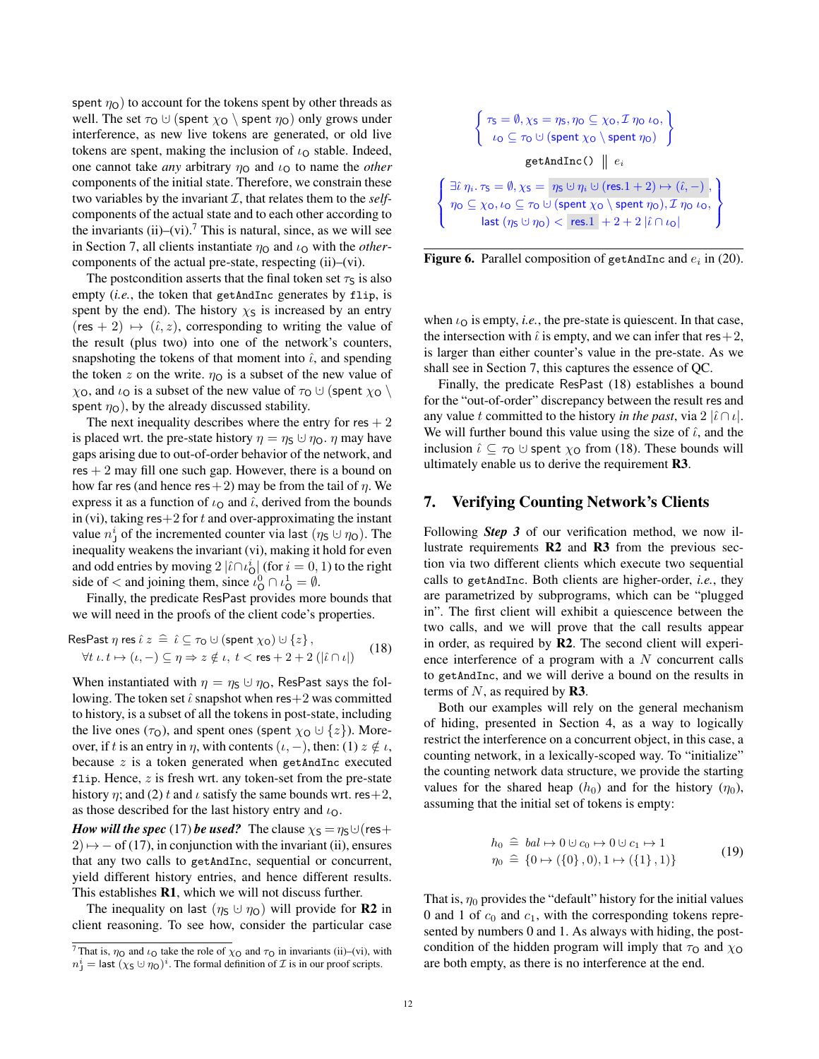spent $\eta_O$) to account for the tokens spent by other threads as well. The set $\tau_O \uplus (\mathsf{spent}\ \chi_O \setminus \mathsf{spent}\ \eta_O)$ only grows under interference, as new live tokens are generated, or old live tokens are spent, making the inclusion of $\iota_O$ stable. Indeed, one cannot take *any* arbitrary $\eta_O$ and $\iota_O$ to name the *other* components of the initial state. Therefore, we constrain these two variables by the invariant $\mathcal{I}$, that relates them to the *self*-components of the actual state and to each other according to the invariants (ii)–(vi).[7] This is natural, since, as we will see in Section 7, all clients instantiate $\eta_O$ and $\iota_O$ with the *other*-components of the actual pre-state, respecting (ii)–(vi).

The postcondition asserts that the final token set $\tau_S$ is also empty (*i.e.*, the token that `getAndInc` generates by `flip`, is spent by the end). The history $\chi_S$ is increased by an entry $(\mathsf{res}+2) \mapsto (\hat{\iota}, z)$, corresponding to writing the value of the result (plus two) into one of the network's counters, snapshoting the tokens of that moment into $\hat{\iota}$, and spending the token $z$ on the write. $\eta_O$ is a subset of the new value of $\chi_O$, and $\iota_O$ is a subset of the new value of $\tau_O \uplus (\mathsf{spent}\ \chi_O \setminus \mathsf{spent}\ \eta_O)$, by the already discussed stability.

The next inequality describes where the entry for $\mathsf{res}+2$ is placed wrt. the pre-state history $\eta = \eta_S \uplus \eta_O$. $\eta$ may have gaps arising due to out-of-order behavior of the network, and $\mathsf{res}+2$ may fill one such gap. However, there is a bound on how far res (and hence $\mathsf{res}+2$) may be from the tail of $\eta$. We express it as a function of $\iota_O$ and $\hat{\iota}$, derived from the bounds in (vi), taking $\mathsf{res}+2$ for $t$ and over-approximating the instant value $n^i_J$ of the incremented counter via last $(\eta_S \uplus \eta_O)$. The inequality weakens the invariant (vi), making it hold for even and odd entries by moving $2\,|\hat{\iota}\cap\iota^i_O|$ (for $i = 0, 1$) to the right side of $<$ and joining them, since $\iota^0_O \cap \iota^1_O = \emptyset$.

Finally, the predicate ResPast provides more bounds that we will need in the proofs of the client code's properties.

$$
\begin{aligned}
\mathsf{ResPast}\ \eta\ \mathsf{res}\ \hat{\iota}\ z\ \hat{=}\ & \hat{\iota} \subseteq \tau_O \uplus (\mathsf{spent}\ \chi_O) \uplus \{z\}\,,\\
& \forall t\ \iota.\ t \mapsto (\iota, -) \subseteq \eta \Rightarrow z \notin \iota,\ t < \mathsf{res}+2+2\,(|\hat{\iota}\cap\iota|)
\end{aligned} \tag{18}
$$

When instantiated with $\eta = \eta_S \uplus \eta_O$, ResPast says the following. The token set $\hat{\iota}$ snapshot when $\mathsf{res}+2$ was committed to history, is a subset of all the tokens in post-state, including the live ones ($\tau_O$), and spent ones ($\mathsf{spent}\ \chi_O \uplus \{z\}$). Moreover, if $t$ is an entry in $\eta$, with contents $(\iota, -)$, then: (1) $z \notin \iota$, because $z$ is a token generated when `getAndInc` executed `flip`. Hence, $z$ is fresh wrt. any token-set from the pre-state history $\eta$; and (2) $t$ and $\iota$ satisfy the same bounds wrt. $\mathsf{res}+2$, as those described for the last history entry and $\iota_O$.

***How will the spec* (17) *be used?*** The clause $\chi_S = \eta_S \uplus (\mathsf{res}+2) \mapsto -$ of (17), in conjunction with the invariant (ii), ensures that any two calls to `getAndInc`, sequential or concurrent, yield different history entries, and hence different results. This establishes **R1**, which we will not discuss further.

The inequality on last $(\eta_S \uplus \eta_O)$ will provide for **R2** in client reasoning. To see how, consider the particular case when $\iota_O$ is empty, *i.e.*, the pre-state is quiescent. In that case, the intersection with $\hat{\iota}$ is empty, and we can infer that $\mathsf{res}+2$, is larger than either counter's value in the pre-state. As we shall see in Section 7, this captures the essence of QC.

Finally, the predicate ResPast (18) establishes a bound for the "out-of-order" discrepancy between the result res and any value $t$ committed to the history *in the past*, via $2\,|\hat{\iota}\cap\iota|$. We will further bound this value using the size of $\hat{\iota}$, and the inclusion $\hat{\iota} \subseteq \tau_O \uplus \mathsf{spent}\ \chi_O$ from (18). These bounds will ultimately enable us to derive the requirement **R3**.

$$
\left\{\begin{array}{c}
\tau_S = \emptyset, \chi_S = \eta_S, \eta_O \subseteq \chi_O, \mathcal{I}\ \eta_O\ \iota_O,\\
\iota_O \subseteq \tau_O \uplus (\mathsf{spent}\ \chi_O \setminus \mathsf{spent}\ \eta_O)
\end{array}\right\}
$$

$$
\texttt{getAndInc()} \ \| \ e_i
$$

$$
\left\{\begin{array}{c}
\exists \hat{\iota}\ \eta_i.\ \tau_S = \emptyset, \chi_S = \eta_S \uplus \eta_i \uplus (\mathsf{res}.1+2) \mapsto (\hat{\iota}, -)\,,\\
\eta_O \subseteq \chi_O, \iota_O \subseteq \tau_O \uplus (\mathsf{spent}\ \chi_O \setminus \mathsf{spent}\ \eta_O), \mathcal{I}\ \eta_O\ \iota_O,\\
\mathsf{last}\ (\eta_S \uplus \eta_O) < \mathsf{res}.1 + 2 + 2\,|\hat{\iota}\cap\iota_O|
\end{array}\right\}
$$

**Figure 6.** Parallel composition of `getAndInc` and $e_i$ in (20).

## 7. Verifying Counting Network's Clients

Following ***Step 3*** of our verification method, we now illustrate requirements **R2** and **R3** from the previous section via two different clients which execute two sequential calls to `getAndInc`. Both clients are higher-order, *i.e.*, they are parametrized by subprograms, which can be "plugged in". The first client will exhibit a quiescence between the two calls, and we will prove that the call results appear in order, as required by **R2**. The second client will experience interference of a program with a $N$ concurrent calls to `getAndInc`, and we will derive a bound on the results in terms of $N$, as required by **R3**.

Both our examples will rely on the general mechanism of hiding, presented in Section 4, as a way to logically restrict the interference on a concurrent object, in this case, a counting network, in a lexically-scoped way. To "initialize" the counting network data structure, we provide the starting values for the shared heap ($h_0$) and for the history ($\eta_0$), assuming that the initial set of tokens is empty:

$$
\begin{aligned}
h_0\ &\hat{=}\ \mathit{bal} \mapsto 0 \uplus c_0 \mapsto 0 \uplus c_1 \mapsto 1\\
\eta_0\ &\hat{=}\ \{0 \mapsto (\{0\}, 0), 1 \mapsto (\{1\}, 1)\}
\end{aligned} \tag{19}
$$

That is, $\eta_0$ provides the "default" history for the initial values 0 and 1 of $c_0$ and $c_1$, with the corresponding tokens represented by numbers 0 and 1. As always with hiding, the postcondition of the hidden program will imply that $\tau_O$ and $\chi_O$ are both empty, as there is no interference at the end.

[7] That is, $\eta_O$ and $\iota_O$ take the role of $\chi_O$ and $\tau_O$ in invariants (ii)–(vi), with $n^i_J = \mathsf{last}\ (\chi_S \uplus \eta_O)^i$. The formal definition of $\mathcal{I}$ is in our proof scripts.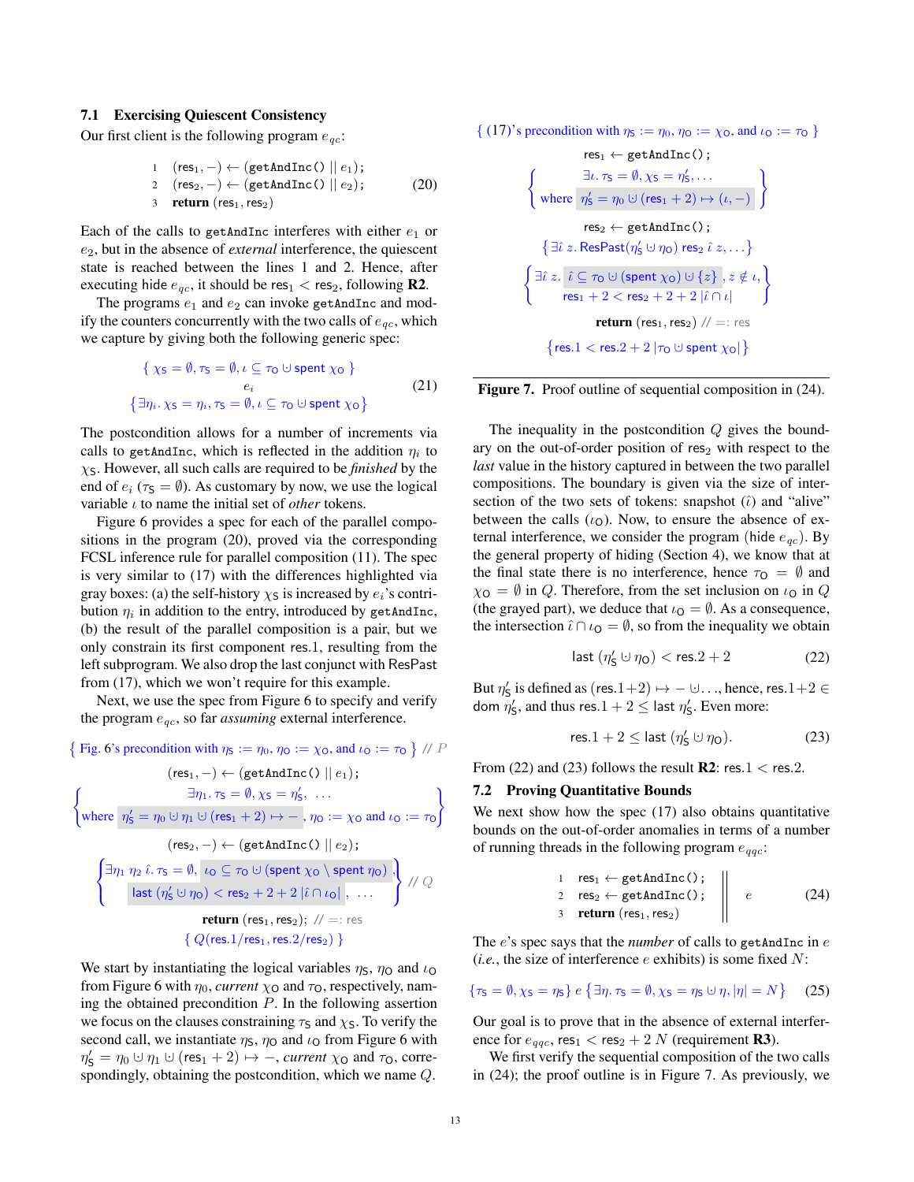### 7.1 Exercising Quiescent Consistency

Our first client is the following program $e_{qc}$:

$$
\begin{array}{ll}
1 & (\mathsf{res}_1, -) \leftarrow (\texttt{getAndInc}() \parallel e_1); \\
2 & (\mathsf{res}_2, -) \leftarrow (\texttt{getAndInc}() \parallel e_2); \\
3 & \textbf{return } (\mathsf{res}_1, \mathsf{res}_2)
\end{array}
\tag{20}
$$

Each of the calls to `getAndInc` interferes with either $e_1$ or $e_2$, but in the absence of *external* interference, the quiescent state is reached between the lines 1 and 2. Hence, after executing hide $e_{qc}$, it should be $\mathsf{res}_1 < \mathsf{res}_2$, following **R2**.

The programs $e_1$ and $e_2$ can invoke `getAndInc` and modify the counters concurrently with the two calls of $e_{qc}$, which we capture by giving both the following generic spec:

$$
\begin{array}{c}
\{\, \chi_S = \emptyset, \tau_S = \emptyset, \iota \subseteq \tau_O \mathbin{\uplus} \mathsf{spent}\ \chi_O \,\} \\
e_i \\
\{\exists \eta_i.\, \chi_S = \eta_i, \tau_S = \emptyset, \iota \subseteq \tau_O \mathbin{\uplus} \mathsf{spent}\ \chi_O\}
\end{array}
\tag{21}
$$

The postcondition allows for a number of increments via calls to `getAndInc`, which is reflected in the addition $\eta_i$ to $\chi_S$. However, all such calls are required to be *finished* by the end of $e_i$ ($\tau_S = \emptyset$). As customary by now, we use the logical variable $\iota$ to name the initial set of *other* tokens.

Figure 6 provides a spec for each of the parallel compositions in the program (20), proved via the corresponding FCSL inference rule for parallel composition (11). The spec is very similar to (17) with the differences highlighted via gray boxes: (a) the self-history $\chi_S$ is increased by $e_i$'s contribution $\eta_i$ in addition to the entry, introduced by `getAndInc`, (b) the result of the parallel composition is a pair, but we only constrain its first component res.1, resulting from the left subprogram. We also drop the last conjunct with ResPast from (17), which we won't require for this example.

Next, we use the spec from Figure 6 to specify and verify the program $e_{qc}$, so far *assuming* external interference.

$$
\begin{array}{c}
\{\text{ Fig. 6's precondition with } \eta_S := \eta_0, \eta_O := \chi_O, \text{ and } \iota_O := \tau_O \,\} \ \textit{// } P \\
(\mathsf{res}_1, -) \leftarrow (\texttt{getAndInc}() \parallel e_1); \\
\left\{ \begin{array}{c} \exists \eta_1.\, \tau_S = \emptyset, \chi_S = \eta'_S, \ \ldots \\ \text{where } \eta'_S = \eta_0 \mathbin{\uplus} \eta_1 \mathbin{\uplus} (\mathsf{res}_1 + 2) \mapsto -, \eta_O := \chi_O \text{ and } \iota_O := \tau_O \end{array} \right\} \\
(\mathsf{res}_2, -) \leftarrow (\texttt{getAndInc}() \parallel e_2); \\
\left\{ \begin{array}{c} \exists \eta_1\ \eta_2\ \hat\iota.\, \tau_S = \emptyset,\ \iota_O \subseteq \tau_O \mathbin{\uplus} (\mathsf{spent}\ \chi_O \setminus \mathsf{spent}\ \eta_O), \\ \mathsf{last}\ (\eta'_S \mathbin{\uplus} \eta_O) < \mathsf{res}_2 + 2 + 2\,|\hat\iota \cap \iota_O|,\ \ldots \end{array} \right\} \ \textit{// } Q \\
\textbf{return } (\mathsf{res}_1, \mathsf{res}_2); \ \textit{// =: } \mathsf{res} \\
\{\, Q(\mathsf{res}.1/\mathsf{res}_1, \mathsf{res}.2/\mathsf{res}_2) \,\}
\end{array}
$$

We start by instantiating the logical variables $\eta_S$, $\eta_O$ and $\iota_O$ from Figure 6 with $\eta_0$, *current* $\chi_O$ and $\tau_O$, respectively, naming the obtained precondition $P$. In the following assertion we focus on the clauses constraining $\tau_S$ and $\chi_S$. To verify the second call, we instantiate $\eta_S$, $\eta_O$ and $\iota_O$ from Figure 6 with $\eta'_S = \eta_0 \mathbin{\uplus} \eta_1 \mathbin{\uplus} (\mathsf{res}_1 + 2) \mapsto -$, *current* $\chi_O$ and $\tau_O$, correspondingly, obtaining the postcondition, which we name $Q$.

$$
\begin{array}{c}
\{\text{ (17)'s precondition with } \eta_S := \eta_0, \eta_O := \chi_O, \text{ and } \iota_O := \tau_O \,\} \\
\mathsf{res}_1 \leftarrow \texttt{getAndInc}(); \\
\left\{ \begin{array}{c} \exists \iota.\, \tau_S = \emptyset, \chi_S = \eta'_S, \ldots \\ \text{where } \eta'_S = \eta_0 \mathbin{\uplus} (\mathsf{res}_1 + 2) \mapsto (\iota, -) \end{array} \right\} \\
\mathsf{res}_2 \leftarrow \texttt{getAndInc}(); \\
\{\exists \hat\iota\ z.\, \mathsf{ResPast}(\eta'_S \mathbin{\uplus} \eta_O)\ \mathsf{res}_2\ \hat\iota\ z, \ldots\} \\
\left\{ \begin{array}{c} \exists \hat\iota\ z.\ \hat\iota \subseteq \tau_O \mathbin{\uplus} (\mathsf{spent}\ \chi_O) \mathbin{\uplus} \{z\}, z \notin \iota, \\ \mathsf{res}_1 + 2 < \mathsf{res}_2 + 2 + 2\,|\hat\iota \cap \iota| \end{array} \right\} \\
\textbf{return } (\mathsf{res}_1, \mathsf{res}_2) \ \textit{// =: } \mathsf{res} \\
\{\mathsf{res}.1 < \mathsf{res}.2 + 2\,|\tau_O \mathbin{\uplus} \mathsf{spent}\ \chi_O|\}
\end{array}
$$

**Figure 7.** Proof outline of sequential composition in (24).

The inequality in the postcondition $Q$ gives the boundary on the out-of-order position of $\mathsf{res}_2$ with respect to the *last* value in the history captured in between the two parallel compositions. The boundary is given via the size of intersection of the two sets of tokens: snapshot ($\hat\iota$) and "alive" between the calls ($\iota_O$). Now, to ensure the absence of external interference, we consider the program (hide $e_{qc}$). By the general property of hiding (Section 4), we know that at the final state there is no interference, hence $\tau_O = \emptyset$ and $\chi_O = \emptyset$ in $Q$. Therefore, from the set inclusion on $\iota_O$ in $Q$ (the grayed part), we deduce that $\iota_O = \emptyset$. As a consequence, the intersection $\hat\iota \cap \iota_O = \emptyset$, so from the inequality we obtain

$$
\mathsf{last}\ (\eta'_S \mathbin{\uplus} \eta_O) < \mathsf{res}.2 + 2 \tag{22}
$$

But $\eta'_S$ is defined as $(\mathsf{res}.1{+}2) \mapsto - \mathbin{\uplus} \ldots$, hence, $\mathsf{res}.1{+}2 \in \mathsf{dom}\ \eta'_S$, and thus $\mathsf{res}.1 + 2 \le \mathsf{last}\ \eta'_S$. Even more:

$$
\mathsf{res}.1 + 2 \le \mathsf{last}\ (\eta'_S \mathbin{\uplus} \eta_O). \tag{23}
$$

From (22) and (23) follows the result **R2**: res.1 < res.2.

### 7.2 Proving Quantitative Bounds

We next show how the spec (17) also obtains quantitative bounds on the out-of-order anomalies in terms of a number of running threads in the following program $e_{qqc}$:

$$
\begin{array}{ll}
1 & \mathsf{res}_1 \leftarrow \texttt{getAndInc}(); \\
2 & \mathsf{res}_2 \leftarrow \texttt{getAndInc}(); \\
3 & \textbf{return } (\mathsf{res}_1, \mathsf{res}_2)
\end{array}
\ \Bigg\|\ \ e
\tag{24}
$$

The $e$'s spec says that the *number* of calls to `getAndInc` in $e$ (*i.e.*, the size of interference $e$ exhibits) is some fixed $N$:

$$
\{\tau_S = \emptyset, \chi_S = \eta_S\}\ e\ \{\exists \eta.\, \tau_S = \emptyset, \chi_S = \eta_S \mathbin{\uplus} \eta, |\eta| = N\} \tag{25}
$$

Our goal is to prove that in the absence of external interference for $e_{qqc}$, $\mathsf{res}_1 < \mathsf{res}_2 + 2\,N$ (requirement **R3**).

We first verify the sequential composition of the two calls in (24); the proof outline is in Figure 7. As previously, we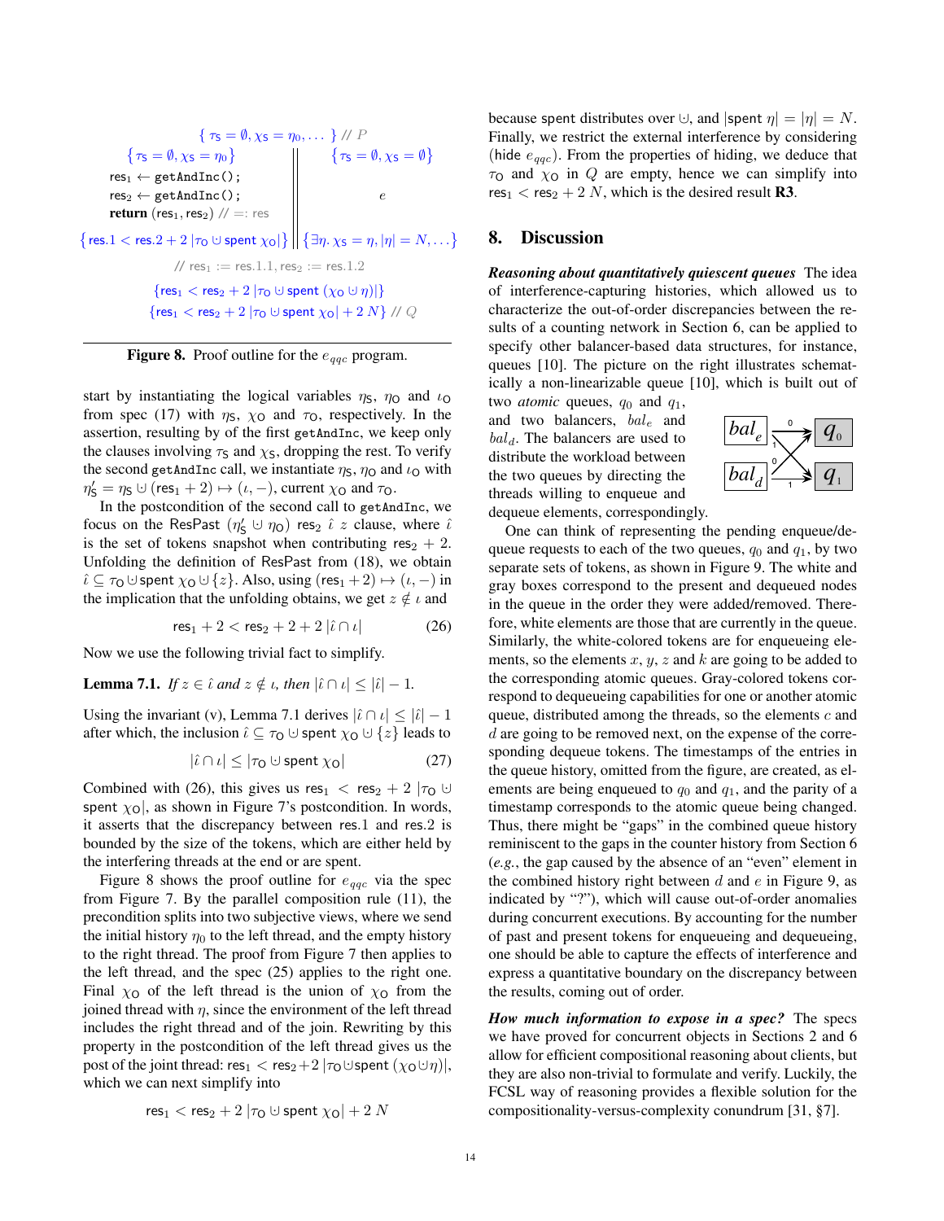$$\{\ \tau_S = \emptyset, \chi_S = \eta_0, \dots\ \}\ //\ P$$

$$\{\tau_S = \emptyset, \chi_S = \eta_0\}\qquad\qquad \{\tau_S = \emptyset, \chi_S = \emptyset\}$$

```
res1 ← getAndInc();
res2 ← getAndInc();                 ||      e
return (res1, res2) // =: res
```

$$\{\mathsf{res}.1 < \mathsf{res}.2 + 2\,|\tau_O \uplus \mathsf{spent}\ \chi_O|\}\ \ \|\ \ \{\exists \eta.\ \chi_S = \eta, |\eta| = N, \dots\}$$

$$//\ \mathsf{res}_1 := \mathsf{res}.1.1, \mathsf{res}_2 := \mathsf{res}.1.2$$

$$\{\mathsf{res}_1 < \mathsf{res}_2 + 2\,|\tau_O \uplus \mathsf{spent}\ (\chi_O \uplus \eta)|\}$$

$$\{\mathsf{res}_1 < \mathsf{res}_2 + 2\,|\tau_O \uplus \mathsf{spent}\ \chi_O| + 2\,N\}\ //\ Q$$

**Figure 8.** Proof outline for the $e_{qqc}$ program.

start by instantiating the logical variables $\eta_S$, $\eta_O$ and $\iota_O$ from spec (17) with $\eta_S$, $\chi_O$ and $\tau_O$, respectively. In the assertion, resulting by of the first getAndInc, we keep only the clauses involving $\tau_S$ and $\chi_S$, dropping the rest. To verify the second getAndInc call, we instantiate $\eta_S$, $\eta_O$ and $\iota_O$ with $\eta'_S = \eta_S \uplus (\mathsf{res}_1 + 2) \mapsto (\iota, -)$, current $\chi_O$ and $\tau_O$.

In the postcondition of the second call to getAndInc, we focus on the ResPast $(\eta'_S \uplus \eta_O)$ $\mathsf{res}_2$ $\hat{\iota}$ $z$ clause, where $\hat{\iota}$ is the set of tokens snapshot when contributing $\mathsf{res}_2 + 2$. Unfolding the definition of ResPast from (18), we obtain $\hat{\iota} \subseteq \tau_O \uplus \mathsf{spent}\ \chi_O \uplus \{z\}$. Also, using $(\mathsf{res}_1 + 2) \mapsto (\iota, -)$ in the implication that the unfolding obtains, we get $z \notin \iota$ and

$$\mathsf{res}_1 + 2 < \mathsf{res}_2 + 2 + 2\,|\hat{\iota} \cap \iota| \qquad (26)$$

Now we use the following trivial fact to simplify.

**Lemma 7.1.** *If $z \in \hat{\iota}$ and $z \notin \iota$, then $|\hat{\iota} \cap \iota| \leq |\hat{\iota}| - 1$.*

Using the invariant (v), Lemma 7.1 derives $|\hat{\iota} \cap \iota| \leq |\hat{\iota}| - 1$ after which, the inclusion $\hat{\iota} \subseteq \tau_O \uplus \mathsf{spent}\ \chi_O \uplus \{z\}$ leads to

$$|\hat{\iota} \cap \iota| \leq |\tau_O \uplus \mathsf{spent}\ \chi_O| \qquad (27)$$

Combined with (26), this gives us $\mathsf{res}_1 < \mathsf{res}_2 + 2\,|\tau_O \uplus \mathsf{spent}\ \chi_O|$, as shown in Figure 7's postcondition. In words, it asserts that the discrepancy between res.1 and res.2 is bounded by the size of the tokens, which are either held by the interfering threads at the end or are spent.

Figure 8 shows the proof outline for $e_{qqc}$ via the spec from Figure 7. By the parallel composition rule (11), the precondition splits into two subjective views, where we send the initial history $\eta_0$ to the left thread, and the empty history to the right thread. The proof from Figure 7 then applies to the left thread, and the spec (25) applies to the right one. Final $\chi_O$ of the left thread is the union of $\chi_O$ from the joined thread with $\eta$, since the environment of the left thread includes the right thread and of the join. Rewriting by this property in the postcondition of the left thread gives us the post of the joint thread: $\mathsf{res}_1 < \mathsf{res}_2 + 2\,|\tau_O \uplus \mathsf{spent}\ (\chi_O \uplus \eta)|$, which we can next simplify into

$$\mathsf{res}_1 < \mathsf{res}_2 + 2\,|\tau_O \uplus \mathsf{spent}\ \chi_O| + 2\,N$$

because spent distributes over $\uplus$, and $|\mathsf{spent}\ \eta| = |\eta| = N$. Finally, we restrict the external interference by considering (hide $e_{qqc}$). From the properties of hiding, we deduce that $\tau_O$ and $\chi_O$ in $Q$ are empty, hence we can simplify into $\mathsf{res}_1 < \mathsf{res}_2 + 2\,N$, which is the desired result **R3**.

## 8. Discussion

***Reasoning about quantitatively quiescent queues*** The idea of interference-capturing histories, which allowed us to characterize the out-of-order discrepancies between the results of a counting network in Section 6, can be applied to specify other balancer-based data structures, for instance, queues [10]. The picture on the right illustrates schematically a non-linearizable queue [10], which is built out of two *atomic* queues, $q_0$ and $q_1$, and two balancers, $bal_e$ and $bal_d$. The balancers are used to distribute the workload between the two queues by directing the threads willing to enqueue and dequeue elements, correspondingly.

One can think of representing the pending enqueue/dequeue requests to each of the two queues, $q_0$ and $q_1$, by two separate sets of tokens, as shown in Figure 9. The white and gray boxes correspond to the present and dequeued nodes in the queue in the order they were added/removed. Therefore, white elements are those that are currently in the queue. Similarly, the white-colored tokens are for enqueueing elements, so the elements $x$, $y$, $z$ and $k$ are going to be added to the corresponding atomic queues. Gray-colored tokens correspond to dequeueing capabilities for one or another atomic queue, distributed among the threads, so the elements $c$ and $d$ are going to be removed next, on the expense of the corresponding dequeue tokens. The timestamps of the entries in the queue history, omitted from the figure, are created, as elements are being enqueued to $q_0$ and $q_1$, and the parity of a timestamp corresponds to the atomic queue being changed. Thus, there might be "gaps" in the combined queue history reminiscent to the gaps in the counter history from Section 6 (*e.g.*, the gap caused by the absence of an "even" element in the combined history right between $d$ and $e$ in Figure 9, as indicated by "?"), which will cause out-of-order anomalies during concurrent executions. By accounting for the number of past and present tokens for enqueueing and dequeueing, one should be able to capture the effects of interference and express a quantitative boundary on the discrepancy between the results, coming out of order.

***How much information to expose in a spec?*** The specs we have proved for concurrent objects in Sections 2 and 6 allow for efficient compositional reasoning about clients, but they are also non-trivial to formulate and verify. Luckily, the FCSL way of reasoning provides a flexible solution for the compositionality-versus-complexity conundrum [31, §7].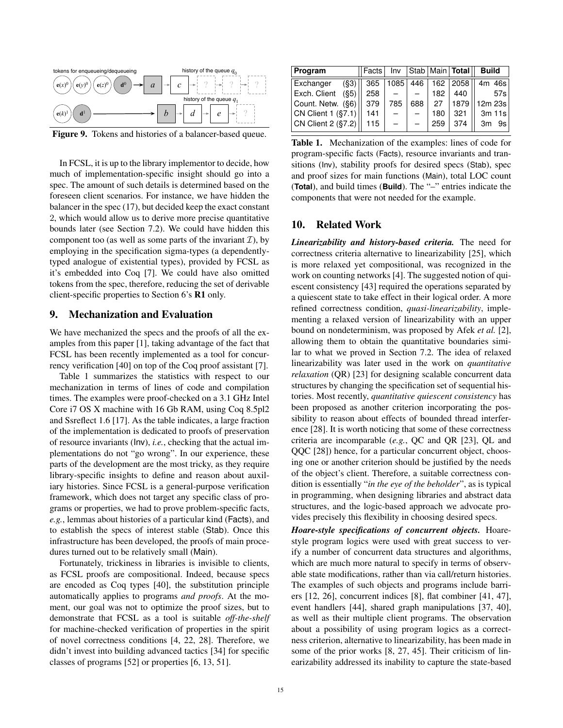Figure 9. Tokens and histories of a balancer-based queue.

In FCSL, it is up to the library implementor to decide, how much of implementation-specific insight should go into a spec. The amount of such details is determined based on the foreseen client scenarios. For instance, we have hidden the balancer in the spec (17), but decided keep the exact constant 2, which would allow us to derive more precise quantitative bounds later (see Section 7.2). We could have hidden this component too (as well as some parts of the invariant $\mathcal{I}$), by employing in the specification sigma-types (a dependently-typed analogue of existential types), provided by FCSL as it's embedded into Coq [7]. We could have also omitted tokens from the spec, therefore, reducing the set of derivable client-specific properties to Section 6's **R1** only.

## 9. Mechanization and Evaluation

We have mechanized the specs and the proofs of all the examples from this paper [1], taking advantage of the fact that FCSL has been recently implemented as a tool for concurrency verification [40] on top of the Coq proof assistant [7].

Table 1 summarizes the statistics with respect to our mechanization in terms of lines of code and compilation times. The examples were proof-checked on a 3.1 GHz Intel Core i7 OS X machine with 16 Gb RAM, using Coq 8.5pl2 and Ssreflect 1.6 [17]. As the table indicates, a large fraction of the implementation is dedicated to proofs of preservation of resource invariants (Inv), *i.e.*, checking that the actual implementations do not "go wrong". In our experience, these parts of the development are the most tricky, as they require library-specific insights to define and reason about auxiliary histories. Since FCSL is a general-purpose verification framework, which does not target any specific class of programs or properties, we had to prove problem-specific facts, *e.g.*, lemmas about histories of a particular kind (Facts), and to establish the specs of interest stable (Stab). Once this infrastructure has been developed, the proofs of main procedures turned out to be relatively small (Main).

Fortunately, trickiness in libraries is invisible to clients, as FCSL proofs are compositional. Indeed, because specs are encoded as Coq types [40], the substitution principle automatically applies to programs *and proofs*. At the moment, our goal was not to optimize the proof sizes, but to demonstrate that FCSL as a tool is suitable *off-the-shelf* for machine-checked verification of properties in the spirit of novel correctness conditions [4, 22, 28]. Therefore, we didn't invest into building advanced tactics [34] for specific classes of programs [52] or properties [6, 13, 51].

| **Program** | Facts | Inv | Stab | Main | **Total** | **Build** |
|---|---|---|---|---|---|---|
| Exchanger (§3) | 365 | 1085 | 446 | 162 | 2058 | 4m 46s |
| Exch. Client (§5) | 258 | – | – | 182 | 440 | 57s |
| Count. Netw. (§6) | 379 | 785 | 688 | 27 | 1879 | 12m 23s |
| CN Client 1 (§7.1) | 141 | – | – | 180 | 321 | 3m 11s |
| CN Client 2 (§7.2) | 115 | – | – | 259 | 374 | 3m 9s |

**Table 1.** Mechanization of the examples: lines of code for program-specific facts (Facts), resource invariants and transitions (Inv), stability proofs for desired specs (Stab), spec and proof sizes for main functions (Main), total LOC count (**Total**), and build times (**Build**). The "–" entries indicate the components that were not needed for the example.

## 10. Related Work

***Linearizability and history-based criteria.*** The need for correctness criteria alternative to linearizability [25], which is more relaxed yet compositional, was recognized in the work on counting networks [4]. The suggested notion of quiescent consistency [43] required the operations separated by a quiescent state to take effect in their logical order. A more refined correctness condition, *quasi-linearizability*, implementing a relaxed version of linearizability with an upper bound on nondeterminism, was proposed by Afek *et al.* [2], allowing them to obtain the quantitative boundaries similar to what we proved in Section 7.2. The idea of relaxed linearizability was later used in the work on *quantitative relaxation* (QR) [23] for designing scalable concurrent data structures by changing the specification set of sequential histories. Most recently, *quantitative quiescent consistency* has been proposed as another criterion incorporating the possibility to reason about effects of bounded thread interference [28]. It is worth noticing that some of these correctness criteria are incomparable (*e.g.*, QC and QR [23], QL and QQC [28]) hence, for a particular concurrent object, choosing one or another criterion should be justified by the needs of the object's client. Therefore, a suitable correctness condition is essentially "*in the eye of the beholder*", as is typical in programming, when designing libraries and abstract data structures, and the logic-based approach we advocate provides precisely this flexibility in choosing desired specs.

***Hoare-style specifications of concurrent objects.*** Hoare-style program logics were used with great success to verify a number of concurrent data structures and algorithms, which are much more natural to specify in terms of observable state modifications, rather than via call/return histories. The examples of such objects and programs include barriers [12, 26], concurrent indices [8], flat combiner [41, 47], event handlers [44], shared graph manipulations [37, 40], as well as their multiple client programs. The observation about a possibility of using program logics as a correctness criterion, alternative to linearizability, has been made in some of the prior works [8, 27, 45]. Their criticism of linearizability addressed its inability to capture the state-based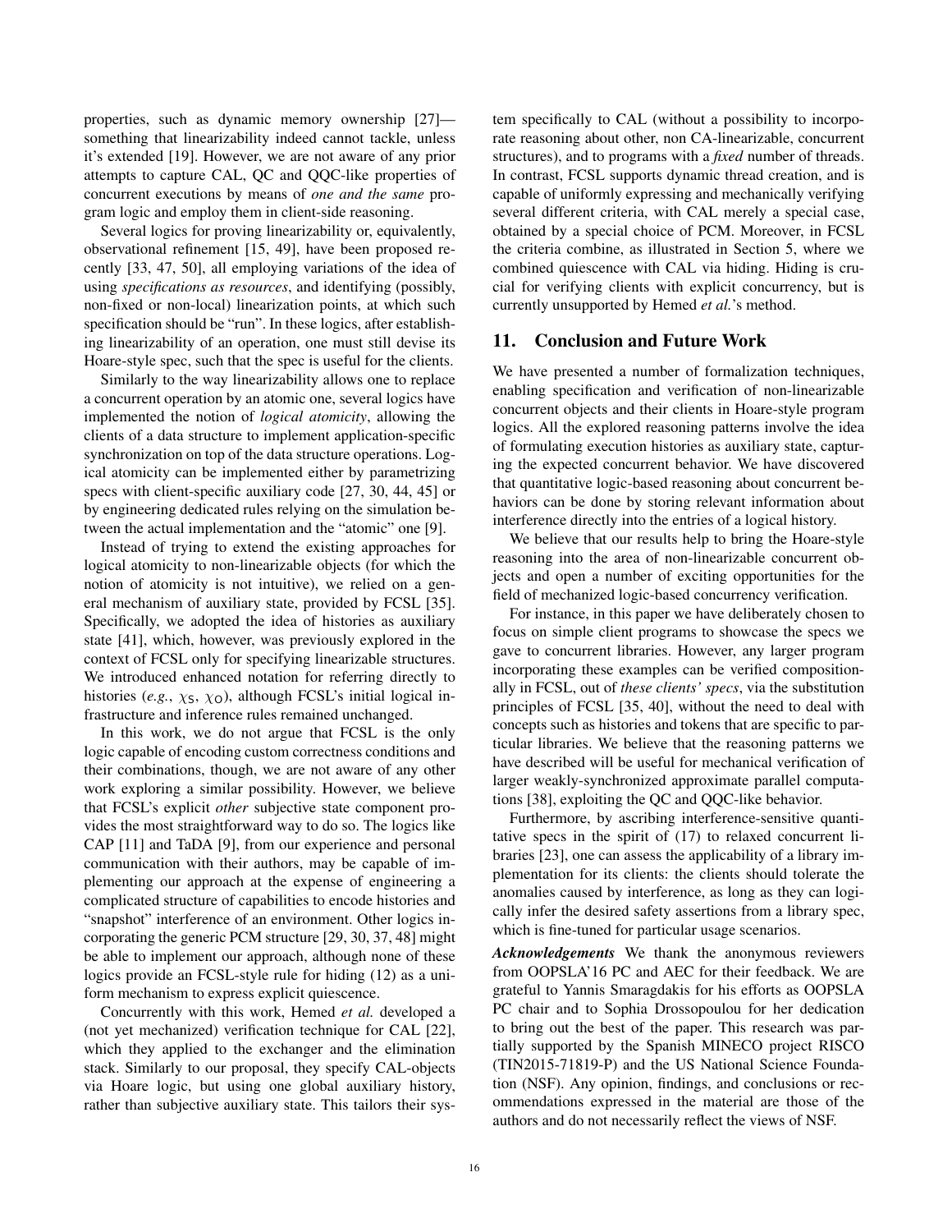properties, such as dynamic memory ownership [27]—something that linearizability indeed cannot tackle, unless it's extended [19]. However, we are not aware of any prior attempts to capture CAL, QC and QQC-like properties of concurrent executions by means of *one and the same* program logic and employ them in client-side reasoning.

Several logics for proving linearizability or, equivalently, observational refinement [15, 49], have been proposed recently [33, 47, 50], all employing variations of the idea of using *specifications as resources*, and identifying (possibly, non-fixed or non-local) linearization points, at which such specification should be "run". In these logics, after establishing linearizability of an operation, one must still devise its Hoare-style spec, such that the spec is useful for the clients.

Similarly to the way linearizability allows one to replace a concurrent operation by an atomic one, several logics have implemented the notion of *logical atomicity*, allowing the clients of a data structure to implement application-specific synchronization on top of the data structure operations. Logical atomicity can be implemented either by parametrizing specs with client-specific auxiliary code [27, 30, 44, 45] or by engineering dedicated rules relying on the simulation between the actual implementation and the "atomic" one [9].

Instead of trying to extend the existing approaches for logical atomicity to non-linearizable objects (for which the notion of atomicity is not intuitive), we relied on a general mechanism of auxiliary state, provided by FCSL [35]. Specifically, we adopted the idea of histories as auxiliary state [41], which, however, was previously explored in the context of FCSL only for specifying linearizable structures. We introduced enhanced notation for referring directly to histories (*e.g.*, $\chi_{\mathsf{S}}$, $\chi_{\mathsf{O}}$), although FCSL's initial logical infrastructure and inference rules remained unchanged.

In this work, we do not argue that FCSL is the only logic capable of encoding custom correctness conditions and their combinations, though, we are not aware of any other work exploring a similar possibility. However, we believe that FCSL's explicit *other* subjective state component provides the most straightforward way to do so. The logics like CAP [11] and TaDA [9], from our experience and personal communication with their authors, may be capable of implementing our approach at the expense of engineering a complicated structure of capabilities to encode histories and "snapshot" interference of an environment. Other logics incorporating the generic PCM structure [29, 30, 37, 48] might be able to implement our approach, although none of these logics provide an FCSL-style rule for hiding (12) as a uniform mechanism to express explicit quiescence.

Concurrently with this work, Hemed *et al.* developed a (not yet mechanized) verification technique for CAL [22], which they applied to the exchanger and the elimination stack. Similarly to our proposal, they specify CAL-objects via Hoare logic, but using one global auxiliary history, rather than subjective auxiliary state. This tailors their system specifically to CAL (without a possibility to incorporate reasoning about other, non CA-linearizable, concurrent structures), and to programs with a *fixed* number of threads. In contrast, FCSL supports dynamic thread creation, and is capable of uniformly expressing and mechanically verifying several different criteria, with CAL merely a special case, obtained by a special choice of PCM. Moreover, in FCSL the criteria combine, as illustrated in Section 5, where we combined quiescence with CAL via hiding. Hiding is crucial for verifying clients with explicit concurrency, but is currently unsupported by Hemed *et al.*'s method.

## 11. Conclusion and Future Work

We have presented a number of formalization techniques, enabling specification and verification of non-linearizable concurrent objects and their clients in Hoare-style program logics. All the explored reasoning patterns involve the idea of formulating execution histories as auxiliary state, capturing the expected concurrent behavior. We have discovered that quantitative logic-based reasoning about concurrent behaviors can be done by storing relevant information about interference directly into the entries of a logical history.

We believe that our results help to bring the Hoare-style reasoning into the area of non-linearizable concurrent objects and open a number of exciting opportunities for the field of mechanized logic-based concurrency verification.

For instance, in this paper we have deliberately chosen to focus on simple client programs to showcase the specs we gave to concurrent libraries. However, any larger program incorporating these examples can be verified compositionally in FCSL, out of *these clients' specs*, via the substitution principles of FCSL [35, 40], without the need to deal with concepts such as histories and tokens that are specific to particular libraries. We believe that the reasoning patterns we have described will be useful for mechanical verification of larger weakly-synchronized approximate parallel computations [38], exploiting the QC and QQC-like behavior.

Furthermore, by ascribing interference-sensitive quantitative specs in the spirit of (17) to relaxed concurrent libraries [23], one can assess the applicability of a library implementation for its clients: the clients should tolerate the anomalies caused by interference, as long as they can logically infer the desired safety assertions from a library spec, which is fine-tuned for particular usage scenarios.

***Acknowledgements*** We thank the anonymous reviewers from OOPSLA'16 PC and AEC for their feedback. We are grateful to Yannis Smaragdakis for his efforts as OOPSLA PC chair and to Sophia Drossopoulou for her dedication to bring out the best of the paper. This research was partially supported by the Spanish MINECO project RISCO (TIN2015-71819-P) and the US National Science Foundation (NSF). Any opinion, findings, and conclusions or recommendations expressed in the material are those of the authors and do not necessarily reflect the views of NSF.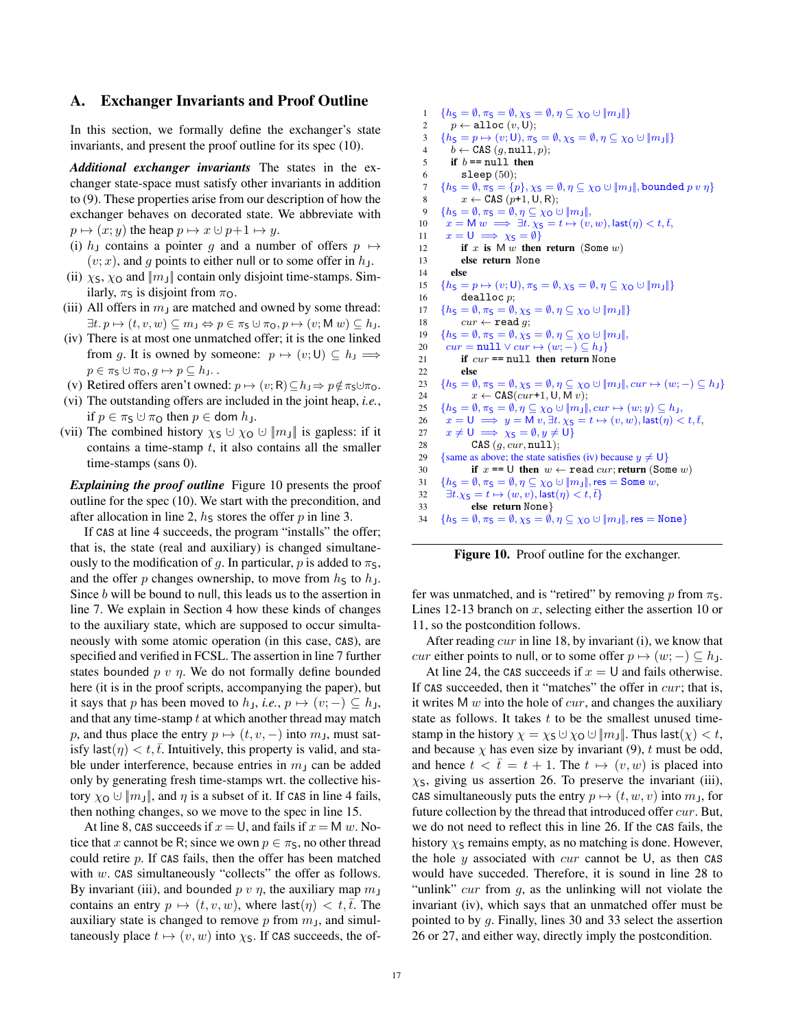## A. Exchanger Invariants and Proof Outline

In this section, we formally define the exchanger's state invariants, and present the proof outline for its spec (10).

***Additional exchanger invariants*** The states in the exchanger state-space must satisfy other invariants in addition to (9). These properties arise from our description of how the exchanger behaves on decorated state. We abbreviate with $p \mapsto (x; y)$ the heap $p \mapsto x \cup p{+}1 \mapsto y$.

(i) $h_\mathsf{J}$ contains a pointer $g$ and a number of offers $p \mapsto (v; x)$, and $g$ points to either null or to some offer in $h_\mathsf{J}$.

(ii) $\chi_\mathsf{S}$, $\chi_\mathsf{O}$ and $\|m_\mathsf{J}\|$ contain only disjoint time-stamps. Similarly, $\pi_\mathsf{S}$ is disjoint from $\pi_\mathsf{O}$.

(iii) All offers in $m_\mathsf{J}$ are matched and owned by some thread: $\exists t.\, p \mapsto (t, v, w) \subseteq m_\mathsf{J} \Leftrightarrow p \in \pi_\mathsf{S} \cup \pi_\mathsf{O}, p \mapsto (v; \mathsf{M}\ w) \subseteq h_\mathsf{J}$.

(iv) There is at most one unmatched offer; it is the one linked from $g$. It is owned by someone: $p \mapsto (v; \mathsf{U}) \subseteq h_\mathsf{J} \implies p \in \pi_\mathsf{S} \cup \pi_\mathsf{O}, g \mapsto p \subseteq h_\mathsf{J}.$.

(v) Retired offers aren't owned: $p \mapsto (v; \mathsf{R}) \subseteq h_\mathsf{J} \Rightarrow p \notin \pi_\mathsf{S} \cup \pi_\mathsf{O}$.

(vi) The outstanding offers are included in the joint heap, *i.e.*, if $p \in \pi_\mathsf{S} \cup \pi_\mathsf{O}$ then $p \in \mathrm{dom}\ h_\mathsf{J}$.

(vii) The combined history $\chi_\mathsf{S} \cup \chi_\mathsf{O} \cup \|m_\mathsf{J}\|$ is gapless: if it contains a time-stamp $t$, it also contains all the smaller time-stamps (sans 0).

***Explaining the proof outline*** Figure 10 presents the proof outline for the spec (10). We start with the precondition, and after allocation in line 2, $h_\mathsf{S}$ stores the offer $p$ in line 3.

If CAS at line 4 succeeds, the program "installs" the offer; that is, the state (real and auxiliary) is changed simultaneously to the modification of $g$. In particular, $p$ is added to $\pi_\mathsf{S}$, and the offer $p$ changes ownership, to move from $h_\mathsf{S}$ to $h_\mathsf{J}$. Since $b$ will be bound to null, this leads us to the assertion in line 7. We explain in Section 4 how these kinds of changes to the auxiliary state, which are supposed to occur simultaneously with some atomic operation (in this case, CAS), are specified and verified in FCSL. The assertion in line 7 further states bounded $p\ v\ \eta$. We do not formally define bounded here (it is in the proof scripts, accompanying the paper), but it says that $p$ has been moved to $h_\mathsf{J}$, *i.e.*, $p \mapsto (v; -) \subseteq h_\mathsf{J}$, and that any time-stamp $t$ at which another thread may match $p$, and thus place the entry $p \mapsto (t, v, -)$ into $m_\mathsf{J}$, must satisfy $\mathsf{last}(\eta) < t, \bar{t}$. Intuitively, this property is valid, and stable under interference, because entries in $m_\mathsf{J}$ can be added only by generating fresh time-stamps wrt. the collective history $\chi_\mathsf{O} \cup \|m_\mathsf{J}\|$, and $\eta$ is a subset of it. If CAS in line 4 fails, then nothing changes, so we move to the spec in line 15.

At line 8, CAS succeeds if $x = \mathsf{U}$, and fails if $x = \mathsf{M}\ w$. Notice that $x$ cannot be $\mathsf{R}$; since we own $p \in \pi_\mathsf{S}$, no other thread could retire $p$. If CAS fails, then the offer has been matched with $w$. CAS simultaneously "collects" the offer as follows. By invariant (iii), and bounded $p\ v\ \eta$, the auxiliary map $m_\mathsf{J}$ contains an entry $p \mapsto (t, v, w)$, where $\mathsf{last}(\eta) < t, \bar{t}$. The auxiliary state is changed to remove $p$ from $m_\mathsf{J}$, and simultaneously place $t \mapsto (v, w)$ into $\chi_\mathsf{S}$. If CAS succeeds, the offer was unmatched, and is "retired" by removing $p$ from $\pi_\mathsf{S}$. Lines 12-13 branch on $x$, selecting either the assertion 10 or 11, so the postcondition follows.

After reading $cur$ in line 18, by invariant (i), we know that $cur$ either points to null, or to some offer $p \mapsto (w; -) \subseteq h_\mathsf{J}$.

At line 24, the CAS succeeds if $x = \mathsf{U}$ and fails otherwise. If CAS succeeded, then it "matches" the offer in $cur$; that is, it writes $\mathsf{M}\ w$ into the hole of $cur$, and changes the auxiliary state as follows. It takes $t$ to be the smallest unused time-stamp in the history $\chi = \chi_\mathsf{S} \cup \chi_\mathsf{O} \cup \|m_\mathsf{J}\|$. Thus $\mathsf{last}(\chi) < t$, and because $\chi$ has even size by invariant (9), $t$ must be odd, and hence $t < \bar{t} = t + 1$. The $t \mapsto (v, w)$ is placed into $\chi_\mathsf{S}$, giving us assertion 26. To preserve the invariant (iii), CAS simultaneously puts the entry $p \mapsto (t, w, v)$ into $m_\mathsf{J}$, for future collection by the thread that introduced offer $cur$. But, we do not need to reflect this in line 26. If the CAS fails, the history $\chi_\mathsf{S}$ remains empty, as no matching is done. However, the hole $y$ associated with $cur$ cannot be $\mathsf{U}$, as then CAS would have succeded. Therefore, it is sound in line 28 to "unlink" $cur$ from $g$, as the unlinking will not violate the invariant (iv), which says that an unmatched offer must be pointed to by $g$. Finally, lines 30 and 33 select the assertion 26 or 27, and either way, directly imply the postcondition.

```
1   {hS = ∅, πS = ∅, χS = ∅, η ⊆ χO ∪ ‖mJ‖}
2     p ← alloc (v, U);
3   {hS = p ↦ (v; U), πS = ∅, χS = ∅, η ⊆ χO ∪ ‖mJ‖}
4     b ← CAS (g, null, p);
5     if b == null then
6       sleep (50);
7   {hS = ∅, πS = {p}, χS = ∅, η ⊆ χO ∪ ‖mJ‖, bounded p v η}
8       x ← CAS (p+1, U, R);
9   {hS = ∅, πS = ∅, η ⊆ χO ∪ ‖mJ‖,
10    x = M w ⟹ ∃t. χS = t ↦ (v, w), last(η) < t, t̄,
11    x = U ⟹ χS = ∅}
12      if x is M w then return (Some w)
13      else return None
14    else
15  {hS = p ↦ (v; U), πS = ∅, χS = ∅, η ⊆ χO ∪ ‖mJ‖}
16      dealloc p;
17  {hS = ∅, πS = ∅, χS = ∅, η ⊆ χO ∪ ‖mJ‖}
18      cur ← read g;
19  {hS = ∅, πS = ∅, χS = ∅, η ⊆ χO ∪ ‖mJ‖,
20    cur = null ∨ cur ↦ (w; −) ⊆ hJ}
21      if cur == null then return None
22      else
23  {hS = ∅, πS = ∅, χS = ∅, η ⊆ χO ∪ ‖mJ‖, cur ↦ (w; −) ⊆ hJ}
24        x ← CAS(cur+1, U, M v);
25  {hS = ∅, πS = ∅, η ⊆ χO ∪ ‖mJ‖, cur ↦ (w; y) ⊆ hJ,
26    x = U ⟹ y = M v, ∃t. χS = t ↦ (v, w), last(η) < t, t̄,
27    x ≠ U ⟹ χS = ∅, y ≠ U}
28        CAS (g, cur, null);
29  {same as above; the state satisfies (iv) because y ≠ U}
30        if x == U then w ← read cur; return (Some w)
31  {hS = ∅, πS = ∅, η ⊆ χO ∪ ‖mJ‖, res = Some w,
32    ∃t. χS = t ↦ (w, v), last(η) < t, t̄}
33        else return None}
34  {hS = ∅, πS = ∅, χS = ∅, η ⊆ χO ∪ ‖mJ‖, res = None}
```

**Figure 10.** Proof outline for the exchanger.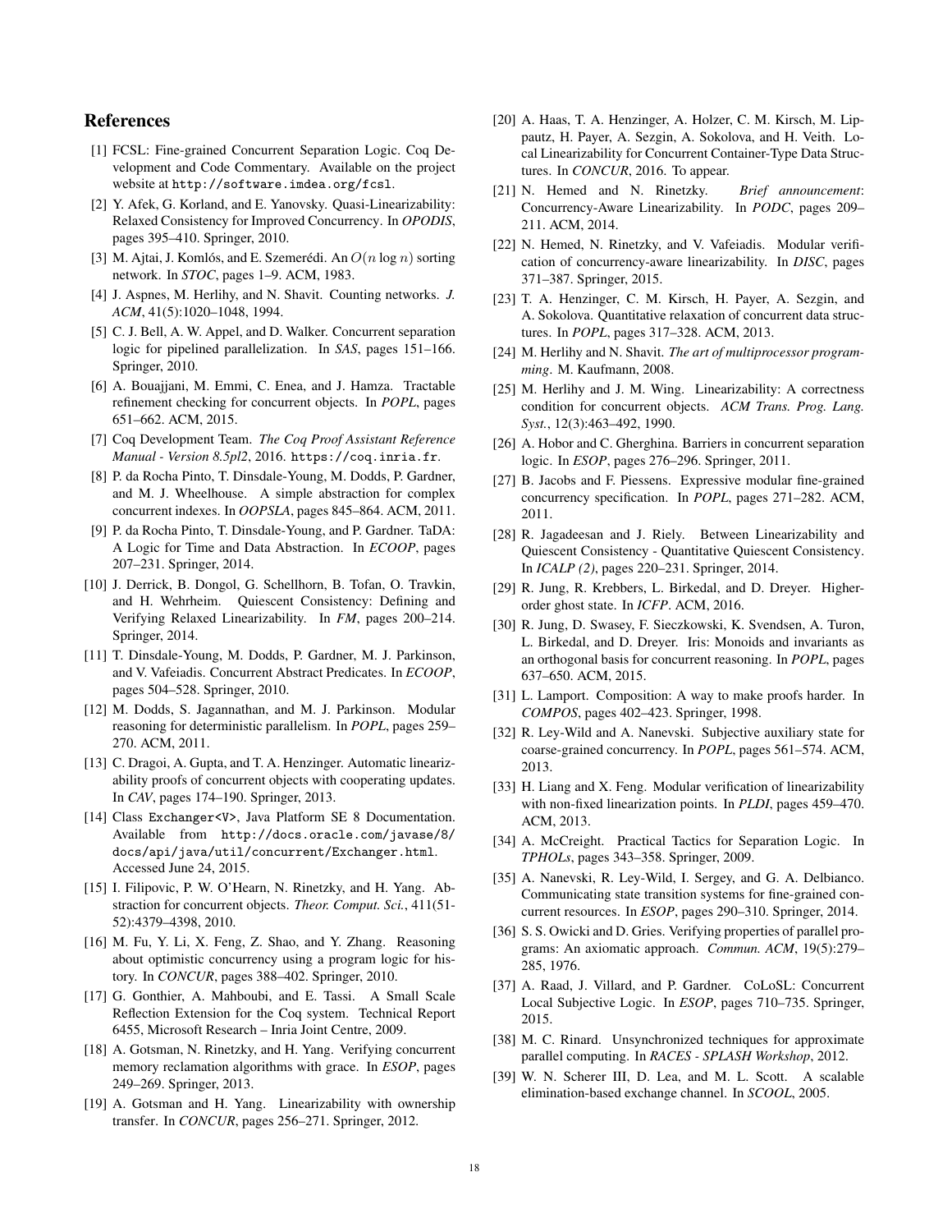## References

[1] FCSL: Fine-grained Concurrent Separation Logic. Coq Development and Code Commentary. Available on the project website at `http://software.imdea.org/fcsl`.

[2] Y. Afek, G. Korland, and E. Yanovsky. Quasi-Linearizability: Relaxed Consistency for Improved Concurrency. In *OPODIS*, pages 395–410. Springer, 2010.

[3] M. Ajtai, J. Komlós, and E. Szemerédi. An $O(n \log n)$ sorting network. In *STOC*, pages 1–9. ACM, 1983.

[4] J. Aspnes, M. Herlihy, and N. Shavit. Counting networks. *J. ACM*, 41(5):1020–1048, 1994.

[5] C. J. Bell, A. W. Appel, and D. Walker. Concurrent separation logic for pipelined parallelization. In *SAS*, pages 151–166. Springer, 2010.

[6] A. Bouajjani, M. Emmi, C. Enea, and J. Hamza. Tractable refinement checking for concurrent objects. In *POPL*, pages 651–662. ACM, 2015.

[7] Coq Development Team. *The Coq Proof Assistant Reference Manual - Version 8.5pl2*, 2016. `https://coq.inria.fr`.

[8] P. da Rocha Pinto, T. Dinsdale-Young, M. Dodds, P. Gardner, and M. J. Wheelhouse. A simple abstraction for complex concurrent indexes. In *OOPSLA*, pages 845–864. ACM, 2011.

[9] P. da Rocha Pinto, T. Dinsdale-Young, and P. Gardner. TaDA: A Logic for Time and Data Abstraction. In *ECOOP*, pages 207–231. Springer, 2014.

[10] J. Derrick, B. Dongol, G. Schellhorn, B. Tofan, O. Travkin, and H. Wehrheim. Quiescent Consistency: Defining and Verifying Relaxed Linearizability. In *FM*, pages 200–214. Springer, 2014.

[11] T. Dinsdale-Young, M. Dodds, P. Gardner, M. J. Parkinson, and V. Vafeiadis. Concurrent Abstract Predicates. In *ECOOP*, pages 504–528. Springer, 2010.

[12] M. Dodds, S. Jagannathan, and M. J. Parkinson. Modular reasoning for deterministic parallelism. In *POPL*, pages 259–270. ACM, 2011.

[13] C. Dragoi, A. Gupta, and T. A. Henzinger. Automatic linearizability proofs of concurrent objects with cooperating updates. In *CAV*, pages 174–190. Springer, 2013.

[14] Class `Exchanger<V>`, Java Platform SE 8 Documentation. Available from `http://docs.oracle.com/javase/8/docs/api/java/util/concurrent/Exchanger.html`. Accessed June 24, 2015.

[15] I. Filipovic, P. W. O'Hearn, N. Rinetzky, and H. Yang. Abstraction for concurrent objects. *Theor. Comput. Sci.*, 411(51-52):4379–4398, 2010.

[16] M. Fu, Y. Li, X. Feng, Z. Shao, and Y. Zhang. Reasoning about optimistic concurrency using a program logic for history. In *CONCUR*, pages 388–402. Springer, 2010.

[17] G. Gonthier, A. Mahboubi, and E. Tassi. A Small Scale Reflection Extension for the Coq system. Technical Report 6455, Microsoft Research – Inria Joint Centre, 2009.

[18] A. Gotsman, N. Rinetzky, and H. Yang. Verifying concurrent memory reclamation algorithms with grace. In *ESOP*, pages 249–269. Springer, 2013.

[19] A. Gotsman and H. Yang. Linearizability with ownership transfer. In *CONCUR*, pages 256–271. Springer, 2012.

[20] A. Haas, T. A. Henzinger, A. Holzer, C. M. Kirsch, M. Lippautz, H. Payer, A. Sezgin, A. Sokolova, and H. Veith. Local Linearizability for Concurrent Container-Type Data Structures. In *CONCUR*, 2016. To appear.

[21] N. Hemed and N. Rinetzky. *Brief announcement*: Concurrency-Aware Linearizability. In *PODC*, pages 209–211. ACM, 2014.

[22] N. Hemed, N. Rinetzky, and V. Vafeiadis. Modular verification of concurrency-aware linearizability. In *DISC*, pages 371–387. Springer, 2015.

[23] T. A. Henzinger, C. M. Kirsch, H. Payer, A. Sezgin, and A. Sokolova. Quantitative relaxation of concurrent data structures. In *POPL*, pages 317–328. ACM, 2013.

[24] M. Herlihy and N. Shavit. *The art of multiprocessor programming*. M. Kaufmann, 2008.

[25] M. Herlihy and J. M. Wing. Linearizability: A correctness condition for concurrent objects. *ACM Trans. Prog. Lang. Syst.*, 12(3):463–492, 1990.

[26] A. Hobor and C. Gherghina. Barriers in concurrent separation logic. In *ESOP*, pages 276–296. Springer, 2011.

[27] B. Jacobs and F. Piessens. Expressive modular fine-grained concurrency specification. In *POPL*, pages 271–282. ACM, 2011.

[28] R. Jagadeesan and J. Riely. Between Linearizability and Quiescent Consistency - Quantitative Quiescent Consistency. In *ICALP (2)*, pages 220–231. Springer, 2014.

[29] R. Jung, R. Krebbers, L. Birkedal, and D. Dreyer. Higher-order ghost state. In *ICFP*. ACM, 2016.

[30] R. Jung, D. Swasey, F. Sieczkowski, K. Svendsen, A. Turon, L. Birkedal, and D. Dreyer. Iris: Monoids and invariants as an orthogonal basis for concurrent reasoning. In *POPL*, pages 637–650. ACM, 2015.

[31] L. Lamport. Composition: A way to make proofs harder. In *COMPOS*, pages 402–423. Springer, 1998.

[32] R. Ley-Wild and A. Nanevski. Subjective auxiliary state for coarse-grained concurrency. In *POPL*, pages 561–574. ACM, 2013.

[33] H. Liang and X. Feng. Modular verification of linearizability with non-fixed linearization points. In *PLDI*, pages 459–470. ACM, 2013.

[34] A. McCreight. Practical Tactics for Separation Logic. In *TPHOLs*, pages 343–358. Springer, 2009.

[35] A. Nanevski, R. Ley-Wild, I. Sergey, and G. A. Delbianco. Communicating state transition systems for fine-grained concurrent resources. In *ESOP*, pages 290–310. Springer, 2014.

[36] S. S. Owicki and D. Gries. Verifying properties of parallel programs: An axiomatic approach. *Commun. ACM*, 19(5):279–285, 1976.

[37] A. Raad, J. Villard, and P. Gardner. CoLoSL: Concurrent Local Subjective Logic. In *ESOP*, pages 710–735. Springer, 2015.

[38] M. C. Rinard. Unsynchronized techniques for approximate parallel computing. In *RACES - SPLASH Workshop*, 2012.

[39] W. N. Scherer III, D. Lea, and M. L. Scott. A scalable elimination-based exchange channel. In *SCOOL*, 2005.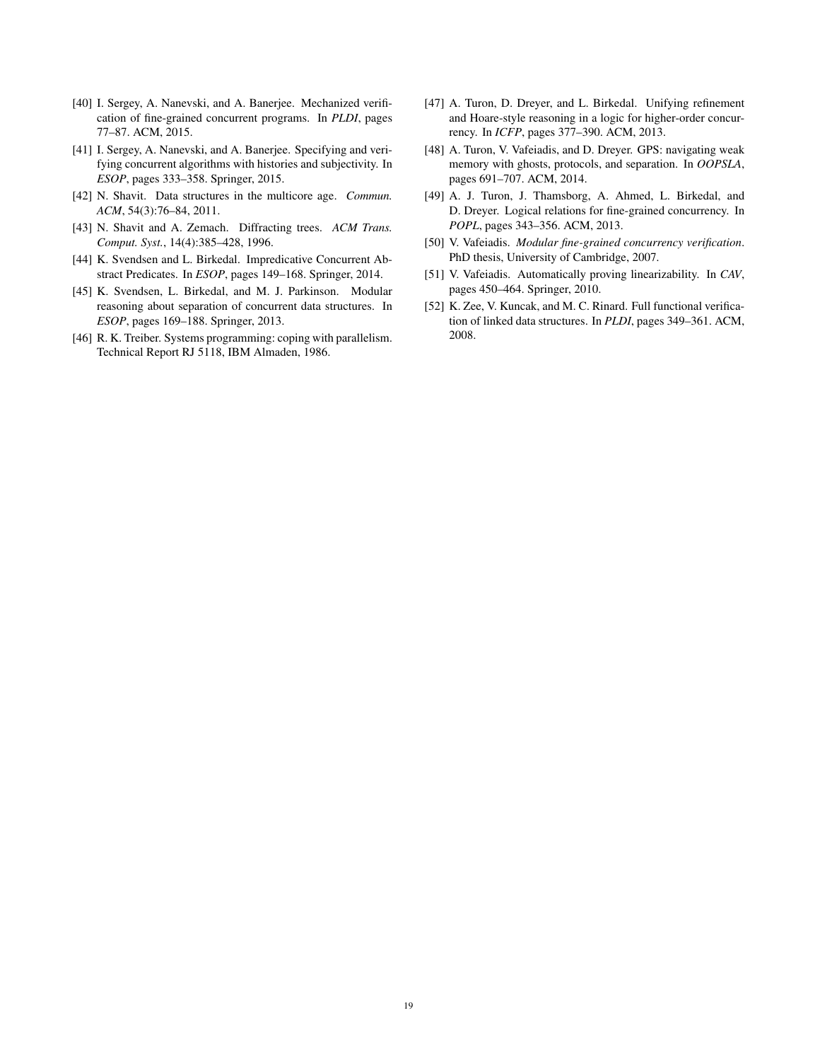[40] I. Sergey, A. Nanevski, and A. Banerjee. Mechanized verification of fine-grained concurrent programs. In *PLDI*, pages 77–87. ACM, 2015.

[41] I. Sergey, A. Nanevski, and A. Banerjee. Specifying and verifying concurrent algorithms with histories and subjectivity. In *ESOP*, pages 333–358. Springer, 2015.

[42] N. Shavit. Data structures in the multicore age. *Commun. ACM*, 54(3):76–84, 2011.

[43] N. Shavit and A. Zemach. Diffracting trees. *ACM Trans. Comput. Syst.*, 14(4):385–428, 1996.

[44] K. Svendsen and L. Birkedal. Impredicative Concurrent Abstract Predicates. In *ESOP*, pages 149–168. Springer, 2014.

[45] K. Svendsen, L. Birkedal, and M. J. Parkinson. Modular reasoning about separation of concurrent data structures. In *ESOP*, pages 169–188. Springer, 2013.

[46] R. K. Treiber. Systems programming: coping with parallelism. Technical Report RJ 5118, IBM Almaden, 1986.

[47] A. Turon, D. Dreyer, and L. Birkedal. Unifying refinement and Hoare-style reasoning in a logic for higher-order concurrency. In *ICFP*, pages 377–390. ACM, 2013.

[48] A. Turon, V. Vafeiadis, and D. Dreyer. GPS: navigating weak memory with ghosts, protocols, and separation. In *OOPSLA*, pages 691–707. ACM, 2014.

[49] A. J. Turon, J. Thamsborg, A. Ahmed, L. Birkedal, and D. Dreyer. Logical relations for fine-grained concurrency. In *POPL*, pages 343–356. ACM, 2013.

[50] V. Vafeiadis. *Modular fine-grained concurrency verification*. PhD thesis, University of Cambridge, 2007.

[51] V. Vafeiadis. Automatically proving linearizability. In *CAV*, pages 450–464. Springer, 2010.

[52] K. Zee, V. Kuncak, and M. C. Rinard. Full functional verification of linked data structures. In *PLDI*, pages 349–361. ACM, 2008.